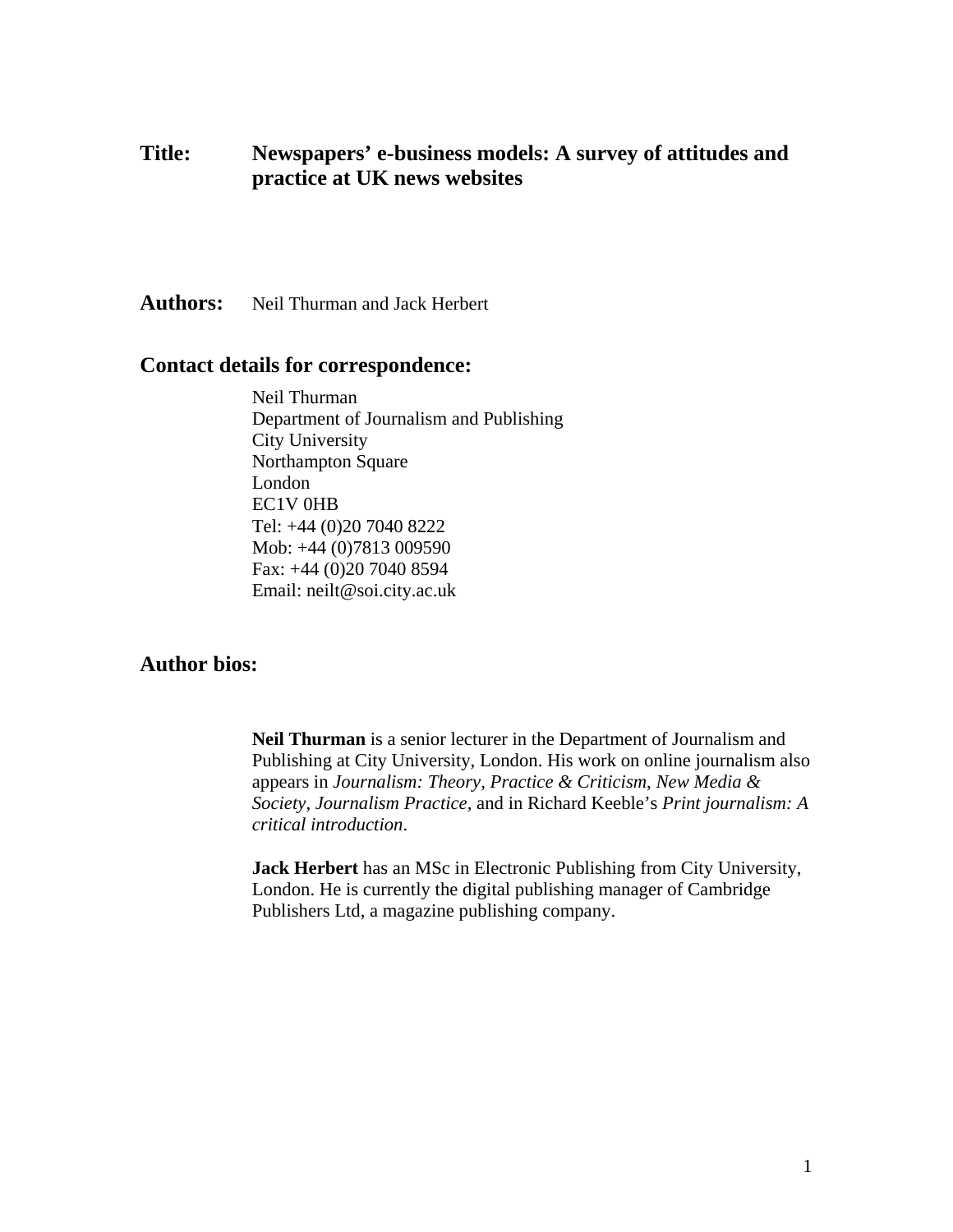**Title:** **Newspapers' e-business models: A survey of attitudes and practice at UK news websites**

**Authors:** Neil Thurman and Jack Herbert

## Contact details for correspondence:

Neil Thurman
Department of Journalism and Publishing
City University
Northampton Square
London
EC1V 0HB
Tel: +44 (0)20 7040 8222
Mob: +44 (0)7813 009590
Fax: +44 (0)20 7040 8594
Email: neilt@soi.city.ac.uk

## Author bios:

**Neil Thurman** is a senior lecturer in the Department of Journalism and Publishing at City University, London. His work on online journalism also appears in *Journalism: Theory, Practice & Criticism*, *New Media & Society*, *Journalism Practice,* and in Richard Keeble's *Print journalism: A critical introduction*.

**Jack Herbert** has an MSc in Electronic Publishing from City University, London. He is currently the digital publishing manager of Cambridge Publishers Ltd, a magazine publishing company.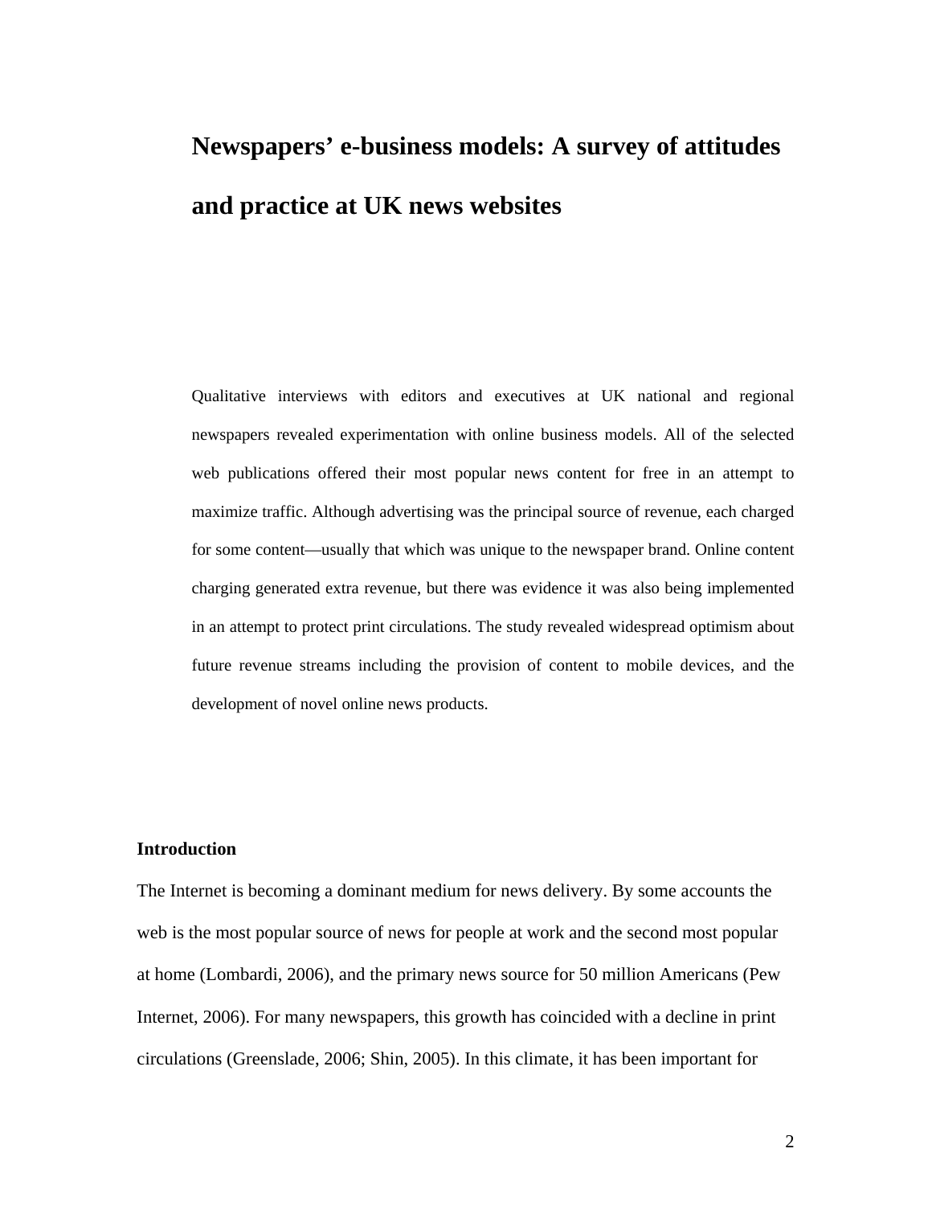# Newspapers' e-business models: A survey of attitudes and practice at UK news websites

Qualitative interviews with editors and executives at UK national and regional newspapers revealed experimentation with online business models. All of the selected web publications offered their most popular news content for free in an attempt to maximize traffic. Although advertising was the principal source of revenue, each charged for some content—usually that which was unique to the newspaper brand. Online content charging generated extra revenue, but there was evidence it was also being implemented in an attempt to protect print circulations. The study revealed widespread optimism about future revenue streams including the provision of content to mobile devices, and the development of novel online news products.

## Introduction

The Internet is becoming a dominant medium for news delivery. By some accounts the web is the most popular source of news for people at work and the second most popular at home (Lombardi, 2006), and the primary news source for 50 million Americans (Pew Internet, 2006). For many newspapers, this growth has coincided with a decline in print circulations (Greenslade, 2006; Shin, 2005). In this climate, it has been important for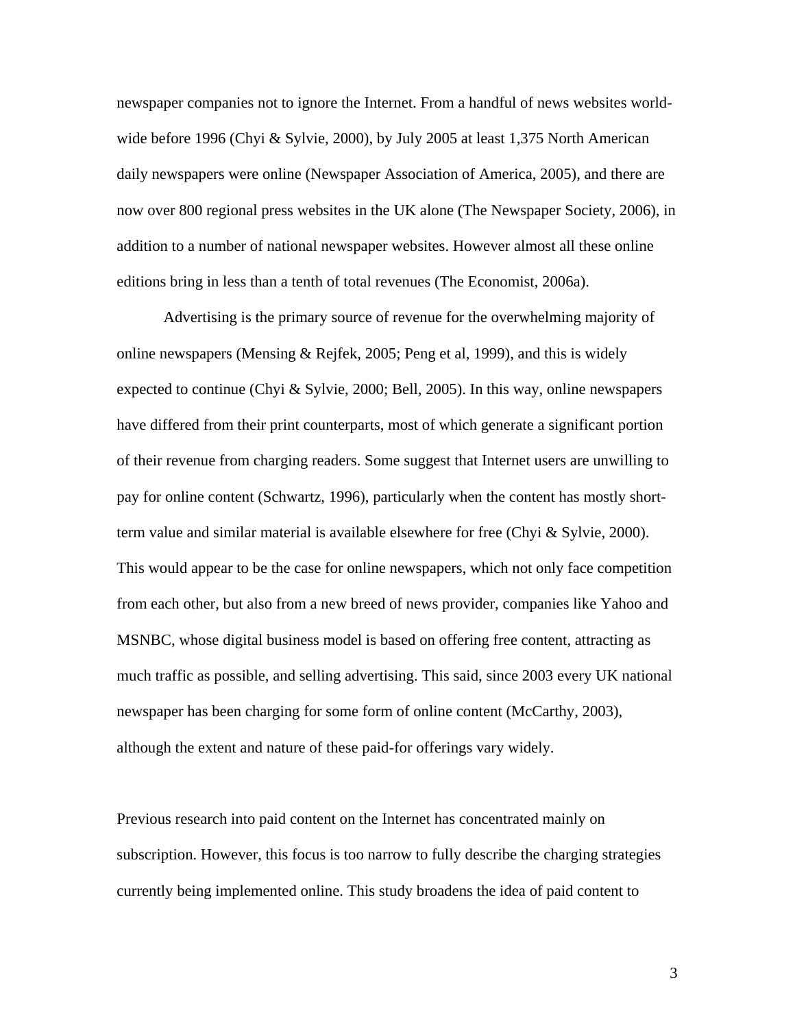newspaper companies not to ignore the Internet. From a handful of news websites world-wide before 1996 (Chyi & Sylvie, 2000), by July 2005 at least 1,375 North American daily newspapers were online (Newspaper Association of America, 2005), and there are now over 800 regional press websites in the UK alone (The Newspaper Society, 2006), in addition to a number of national newspaper websites. However almost all these online editions bring in less than a tenth of total revenues (The Economist, 2006a).

Advertising is the primary source of revenue for the overwhelming majority of online newspapers (Mensing & Rejfek, 2005; Peng et al, 1999), and this is widely expected to continue (Chyi & Sylvie, 2000; Bell, 2005). In this way, online newspapers have differed from their print counterparts, most of which generate a significant portion of their revenue from charging readers. Some suggest that Internet users are unwilling to pay for online content (Schwartz, 1996), particularly when the content has mostly short-term value and similar material is available elsewhere for free (Chyi & Sylvie, 2000). This would appear to be the case for online newspapers, which not only face competition from each other, but also from a new breed of news provider, companies like Yahoo and MSNBC, whose digital business model is based on offering free content, attracting as much traffic as possible, and selling advertising. This said, since 2003 every UK national newspaper has been charging for some form of online content (McCarthy, 2003), although the extent and nature of these paid-for offerings vary widely.

Previous research into paid content on the Internet has concentrated mainly on subscription. However, this focus is too narrow to fully describe the charging strategies currently being implemented online. This study broadens the idea of paid content to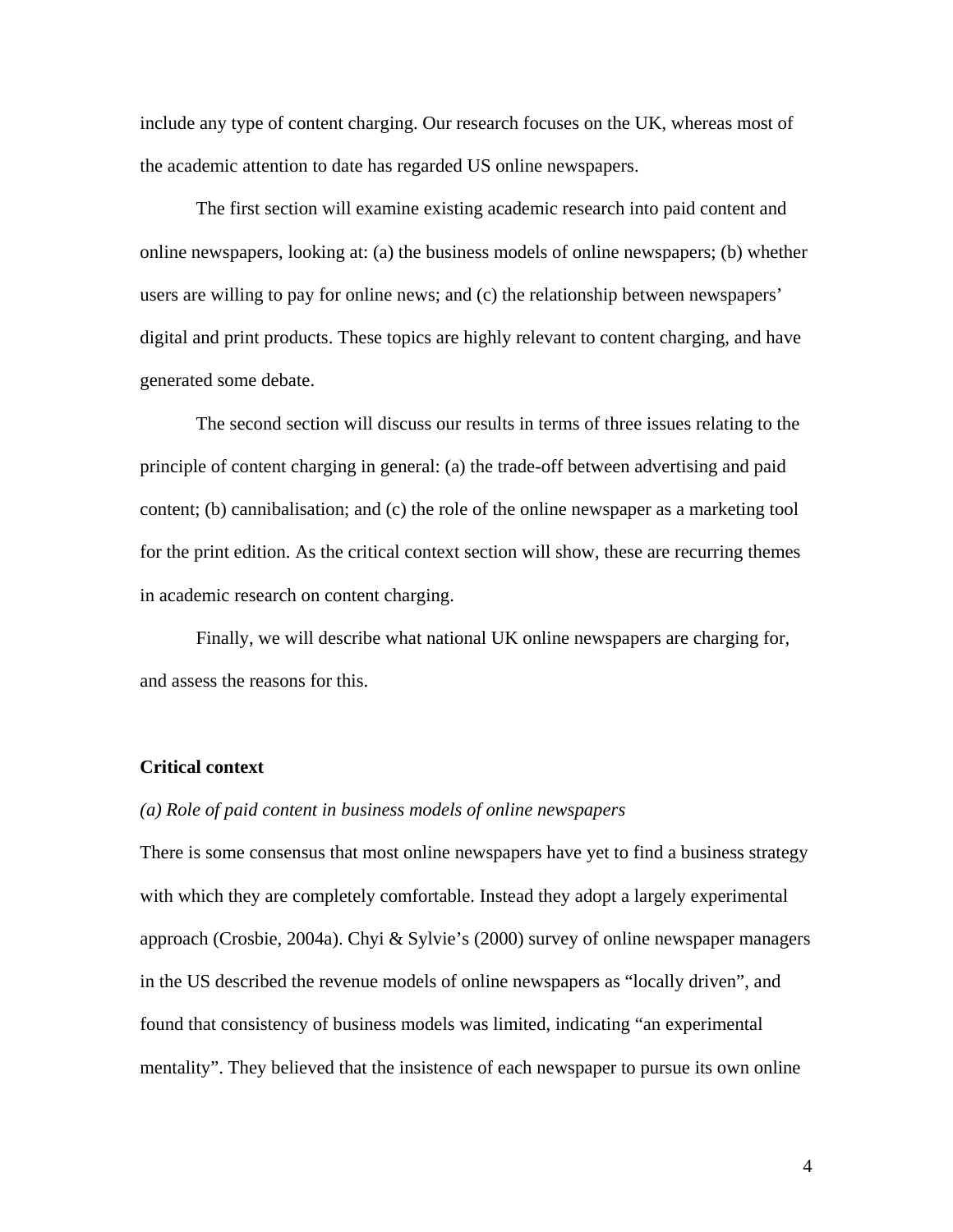include any type of content charging. Our research focuses on the UK, whereas most of the academic attention to date has regarded US online newspapers.

The first section will examine existing academic research into paid content and online newspapers, looking at: (a) the business models of online newspapers; (b) whether users are willing to pay for online news; and (c) the relationship between newspapers' digital and print products. These topics are highly relevant to content charging, and have generated some debate.

The second section will discuss our results in terms of three issues relating to the principle of content charging in general: (a) the trade-off between advertising and paid content; (b) cannibalisation; and (c) the role of the online newspaper as a marketing tool for the print edition. As the critical context section will show, these are recurring themes in academic research on content charging.

Finally, we will describe what national UK online newspapers are charging for, and assess the reasons for this.

## Critical context

*(a) Role of paid content in business models of online newspapers*

There is some consensus that most online newspapers have yet to find a business strategy with which they are completely comfortable. Instead they adopt a largely experimental approach (Crosbie, 2004a). Chyi & Sylvie's (2000) survey of online newspaper managers in the US described the revenue models of online newspapers as "locally driven", and found that consistency of business models was limited, indicating "an experimental mentality". They believed that the insistence of each newspaper to pursue its own online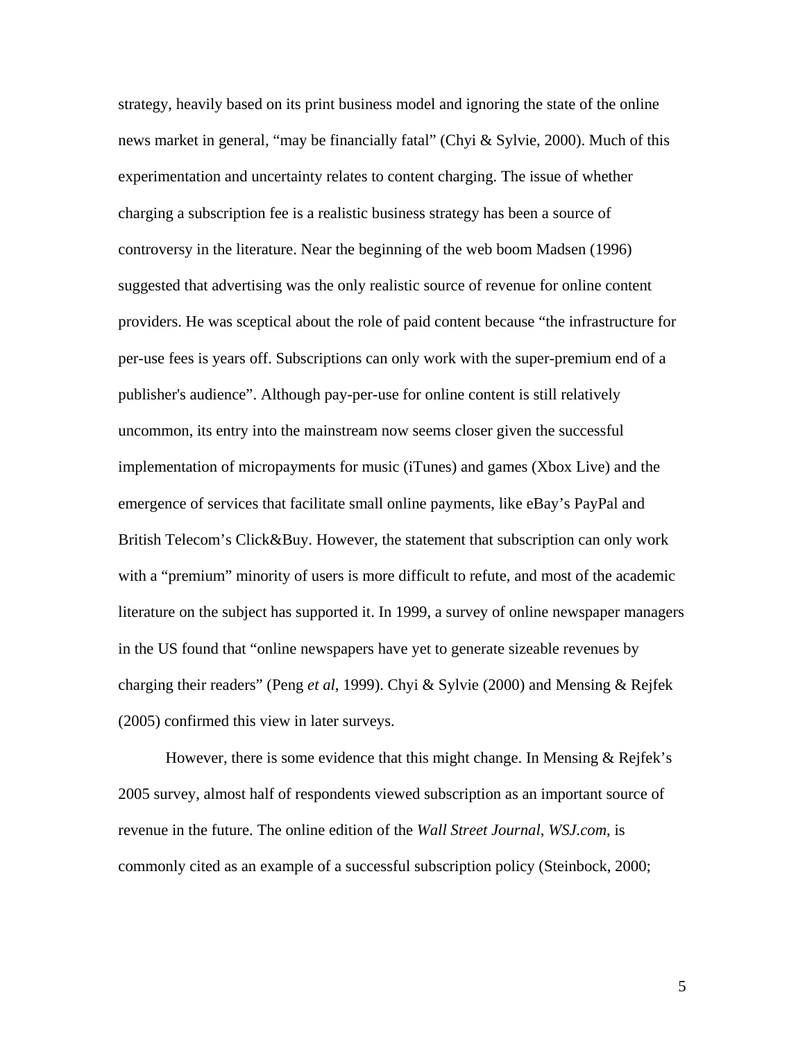strategy, heavily based on its print business model and ignoring the state of the online news market in general, "may be financially fatal" (Chyi & Sylvie, 2000). Much of this experimentation and uncertainty relates to content charging. The issue of whether charging a subscription fee is a realistic business strategy has been a source of controversy in the literature. Near the beginning of the web boom Madsen (1996) suggested that advertising was the only realistic source of revenue for online content providers. He was sceptical about the role of paid content because "the infrastructure for per-use fees is years off. Subscriptions can only work with the super-premium end of a publisher's audience". Although pay-per-use for online content is still relatively uncommon, its entry into the mainstream now seems closer given the successful implementation of micropayments for music (iTunes) and games (Xbox Live) and the emergence of services that facilitate small online payments, like eBay's PayPal and British Telecom's Click&Buy. However, the statement that subscription can only work with a "premium" minority of users is more difficult to refute, and most of the academic literature on the subject has supported it. In 1999, a survey of online newspaper managers in the US found that "online newspapers have yet to generate sizeable revenues by charging their readers" (Peng *et al*, 1999). Chyi & Sylvie (2000) and Mensing & Rejfek (2005) confirmed this view in later surveys.

However, there is some evidence that this might change. In Mensing & Rejfek's 2005 survey, almost half of respondents viewed subscription as an important source of revenue in the future. The online edition of the *Wall Street Journal*, *WSJ.com*, is commonly cited as an example of a successful subscription policy (Steinbock, 2000;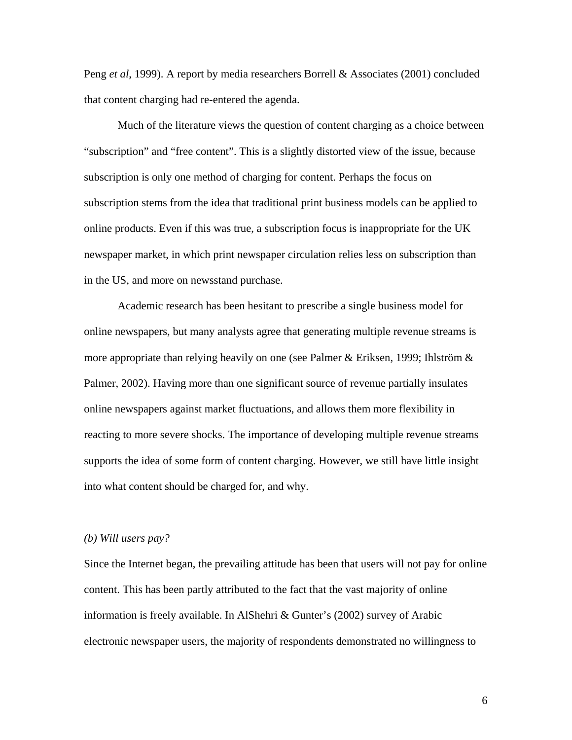Peng *et al*, 1999). A report by media researchers Borrell & Associates (2001) concluded that content charging had re-entered the agenda.

Much of the literature views the question of content charging as a choice between "subscription" and "free content". This is a slightly distorted view of the issue, because subscription is only one method of charging for content. Perhaps the focus on subscription stems from the idea that traditional print business models can be applied to online products. Even if this was true, a subscription focus is inappropriate for the UK newspaper market, in which print newspaper circulation relies less on subscription than in the US, and more on newsstand purchase.

Academic research has been hesitant to prescribe a single business model for online newspapers, but many analysts agree that generating multiple revenue streams is more appropriate than relying heavily on one (see Palmer & Eriksen, 1999; Ihlström & Palmer, 2002). Having more than one significant source of revenue partially insulates online newspapers against market fluctuations, and allows them more flexibility in reacting to more severe shocks. The importance of developing multiple revenue streams supports the idea of some form of content charging. However, we still have little insight into what content should be charged for, and why.

*(b) Will users pay?*

Since the Internet began, the prevailing attitude has been that users will not pay for online content. This has been partly attributed to the fact that the vast majority of online information is freely available. In AlShehri & Gunter's (2002) survey of Arabic electronic newspaper users, the majority of respondents demonstrated no willingness to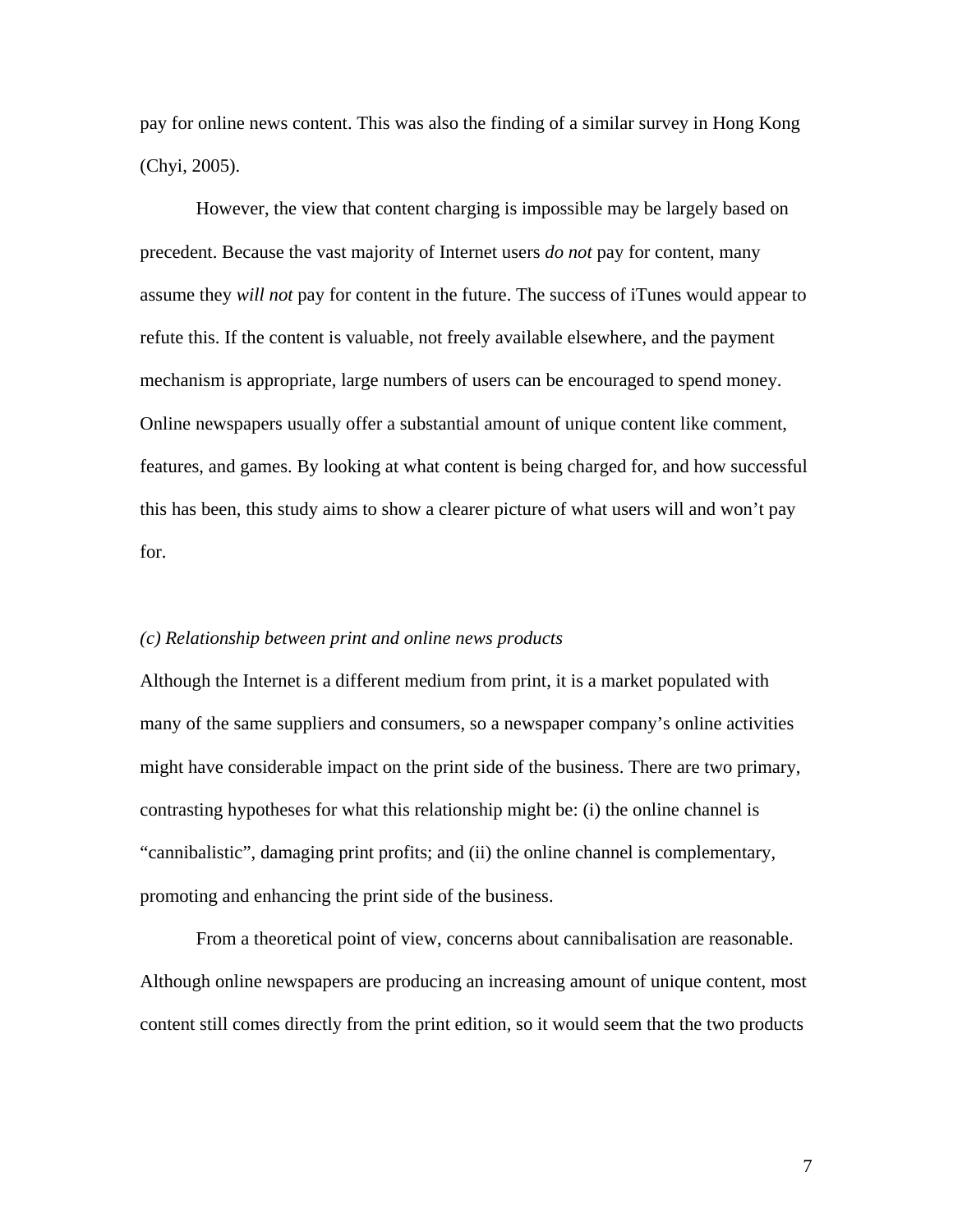pay for online news content. This was also the finding of a similar survey in Hong Kong (Chyi, 2005).

However, the view that content charging is impossible may be largely based on precedent. Because the vast majority of Internet users *do not* pay for content, many assume they *will not* pay for content in the future. The success of iTunes would appear to refute this. If the content is valuable, not freely available elsewhere, and the payment mechanism is appropriate, large numbers of users can be encouraged to spend money. Online newspapers usually offer a substantial amount of unique content like comment, features, and games. By looking at what content is being charged for, and how successful this has been, this study aims to show a clearer picture of what users will and won't pay for.

*(c) Relationship between print and online news products*

Although the Internet is a different medium from print, it is a market populated with many of the same suppliers and consumers, so a newspaper company's online activities might have considerable impact on the print side of the business. There are two primary, contrasting hypotheses for what this relationship might be: (i) the online channel is "cannibalistic", damaging print profits; and (ii) the online channel is complementary, promoting and enhancing the print side of the business.

From a theoretical point of view, concerns about cannibalisation are reasonable. Although online newspapers are producing an increasing amount of unique content, most content still comes directly from the print edition, so it would seem that the two products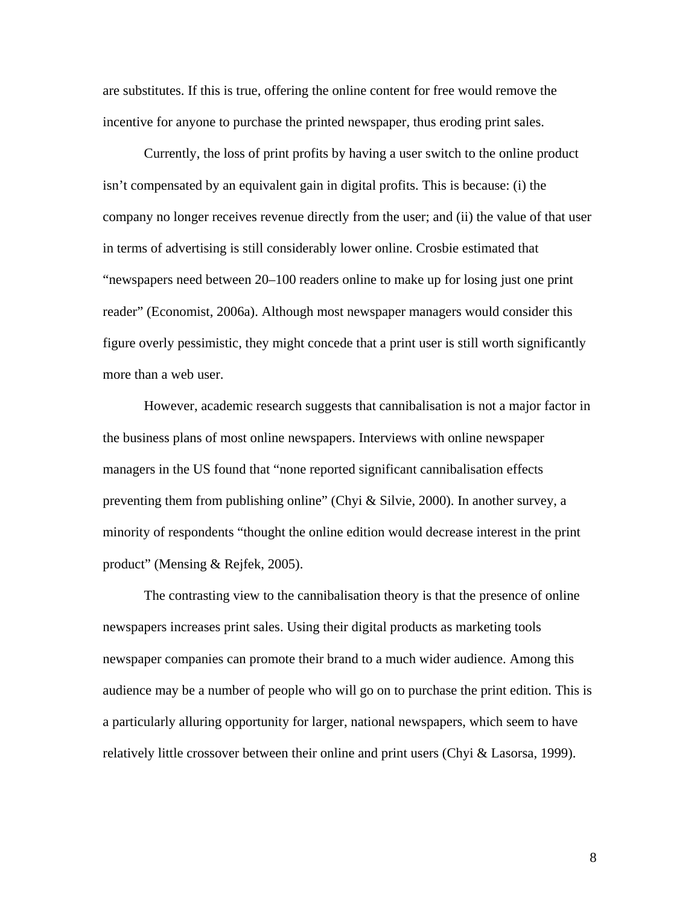are substitutes. If this is true, offering the online content for free would remove the incentive for anyone to purchase the printed newspaper, thus eroding print sales.

Currently, the loss of print profits by having a user switch to the online product isn't compensated by an equivalent gain in digital profits. This is because: (i) the company no longer receives revenue directly from the user; and (ii) the value of that user in terms of advertising is still considerably lower online. Crosbie estimated that "newspapers need between 20–100 readers online to make up for losing just one print reader" (Economist, 2006a). Although most newspaper managers would consider this figure overly pessimistic, they might concede that a print user is still worth significantly more than a web user.

However, academic research suggests that cannibalisation is not a major factor in the business plans of most online newspapers. Interviews with online newspaper managers in the US found that "none reported significant cannibalisation effects preventing them from publishing online" (Chyi & Silvie, 2000). In another survey, a minority of respondents "thought the online edition would decrease interest in the print product" (Mensing & Rejfek, 2005).

The contrasting view to the cannibalisation theory is that the presence of online newspapers increases print sales. Using their digital products as marketing tools newspaper companies can promote their brand to a much wider audience. Among this audience may be a number of people who will go on to purchase the print edition. This is a particularly alluring opportunity for larger, national newspapers, which seem to have relatively little crossover between their online and print users (Chyi & Lasorsa, 1999).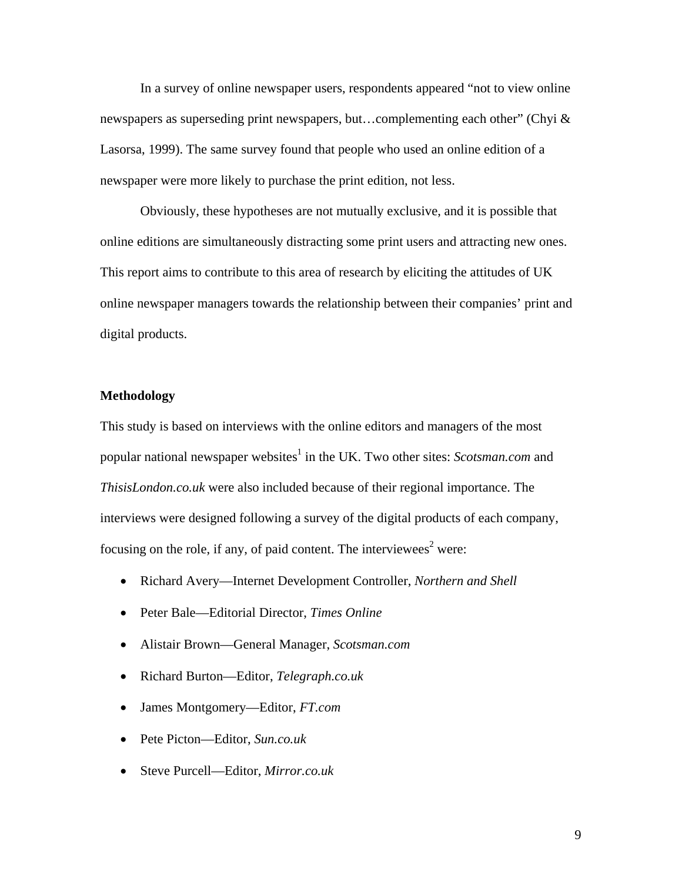In a survey of online newspaper users, respondents appeared “not to view online newspapers as superseding print newspapers, but…complementing each other” (Chyi & Lasorsa, 1999). The same survey found that people who used an online edition of a newspaper were more likely to purchase the print edition, not less.

Obviously, these hypotheses are not mutually exclusive, and it is possible that online editions are simultaneously distracting some print users and attracting new ones. This report aims to contribute to this area of research by eliciting the attitudes of UK online newspaper managers towards the relationship between their companies’ print and digital products.

**Methodology**

This study is based on interviews with the online editors and managers of the most popular national newspaper websites[1] in the UK. Two other sites: *Scotsman.com* and *ThisisLondon.co.uk* were also included because of their regional importance. The interviews were designed following a survey of the digital products of each company, focusing on the role, if any, of paid content. The interviewees[2] were:

- Richard Avery—Internet Development Controller, *Northern and Shell*
- Peter Bale—Editorial Director, *Times Online*
- Alistair Brown—General Manager, *Scotsman.com*
- Richard Burton—Editor, *Telegraph.co.uk*
- James Montgomery—Editor, *FT.com*
- Pete Picton—Editor, *Sun.co.uk*
- Steve Purcell—Editor, *Mirror.co.uk*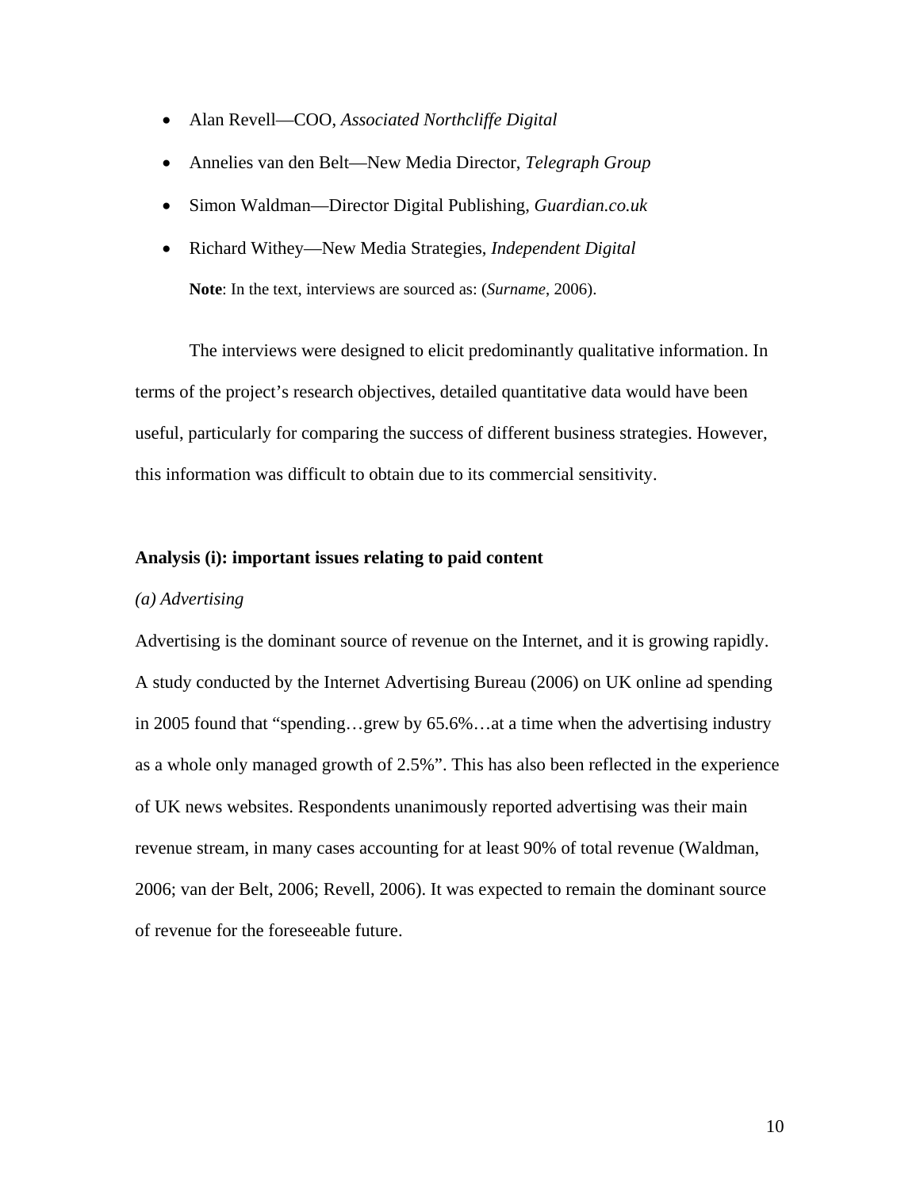- Alan Revell—COO, *Associated Northcliffe Digital*
- Annelies van den Belt—New Media Director, *Telegraph Group*
- Simon Waldman—Director Digital Publishing, *Guardian.co.uk*
- Richard Withey—New Media Strategies, *Independent Digital*

**Note**: In the text, interviews are sourced as: (*Surname*, 2006).

The interviews were designed to elicit predominantly qualitative information. In terms of the project's research objectives, detailed quantitative data would have been useful, particularly for comparing the success of different business strategies. However, this information was difficult to obtain due to its commercial sensitivity.

**Analysis (i): important issues relating to paid content**

*(a) Advertising*

Advertising is the dominant source of revenue on the Internet, and it is growing rapidly. A study conducted by the Internet Advertising Bureau (2006) on UK online ad spending in 2005 found that "spending…grew by 65.6%…at a time when the advertising industry as a whole only managed growth of 2.5%". This has also been reflected in the experience of UK news websites. Respondents unanimously reported advertising was their main revenue stream, in many cases accounting for at least 90% of total revenue (Waldman, 2006; van der Belt, 2006; Revell, 2006). It was expected to remain the dominant source of revenue for the foreseeable future.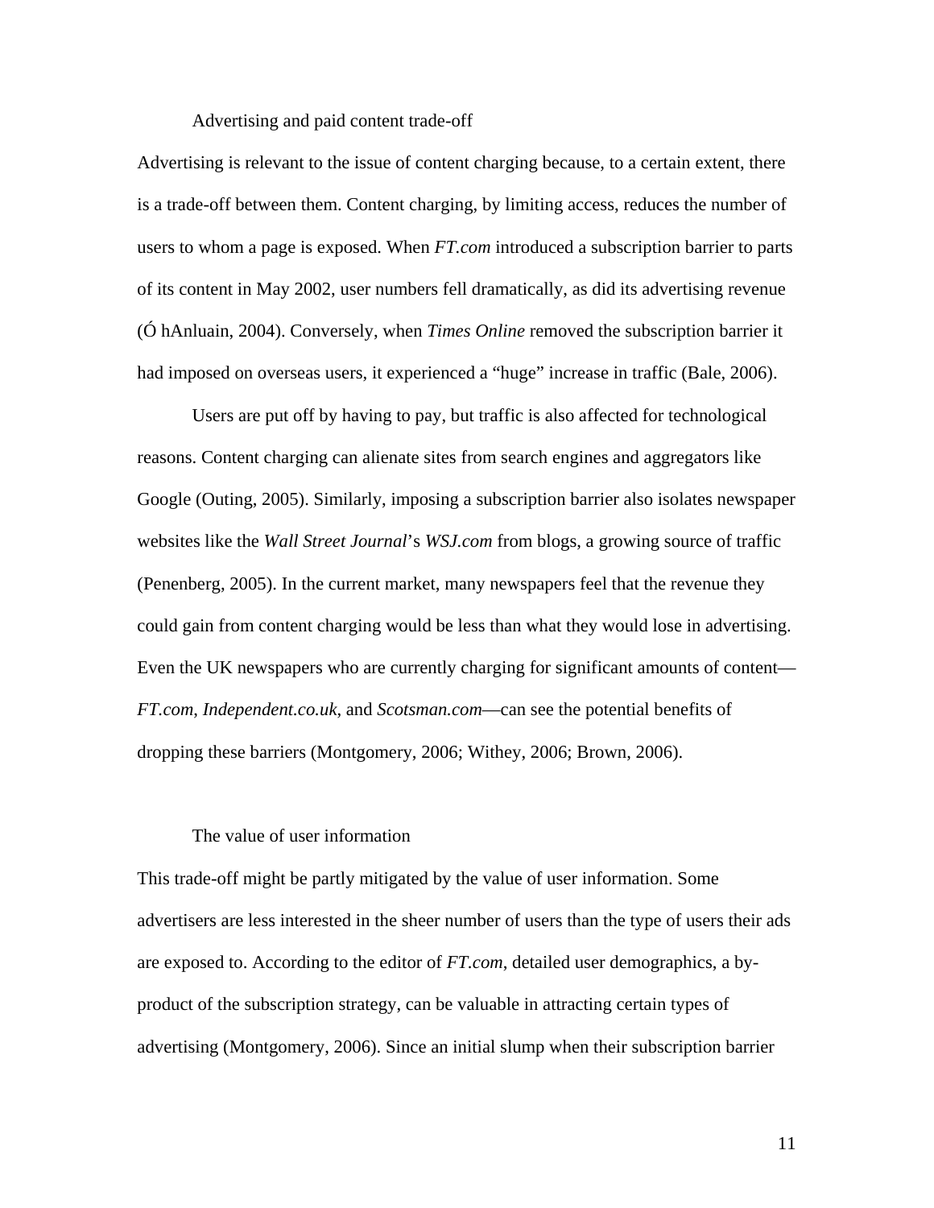### Advertising and paid content trade-off

Advertising is relevant to the issue of content charging because, to a certain extent, there is a trade-off between them. Content charging, by limiting access, reduces the number of users to whom a page is exposed. When *FT.com* introduced a subscription barrier to parts of its content in May 2002, user numbers fell dramatically, as did its advertising revenue (Ó hAnluain, 2004). Conversely, when *Times Online* removed the subscription barrier it had imposed on overseas users, it experienced a "huge" increase in traffic (Bale, 2006).

Users are put off by having to pay, but traffic is also affected for technological reasons. Content charging can alienate sites from search engines and aggregators like Google (Outing, 2005). Similarly, imposing a subscription barrier also isolates newspaper websites like the *Wall Street Journal*'s *WSJ.com* from blogs, a growing source of traffic (Penenberg, 2005). In the current market, many newspapers feel that the revenue they could gain from content charging would be less than what they would lose in advertising. Even the UK newspapers who are currently charging for significant amounts of content—*FT.com*, *Independent.co.uk*, and *Scotsman.com*—can see the potential benefits of dropping these barriers (Montgomery, 2006; Withey, 2006; Brown, 2006).

### The value of user information

This trade-off might be partly mitigated by the value of user information. Some advertisers are less interested in the sheer number of users than the type of users their ads are exposed to. According to the editor of *FT.com*, detailed user demographics, a by-product of the subscription strategy, can be valuable in attracting certain types of advertising (Montgomery, 2006). Since an initial slump when their subscription barrier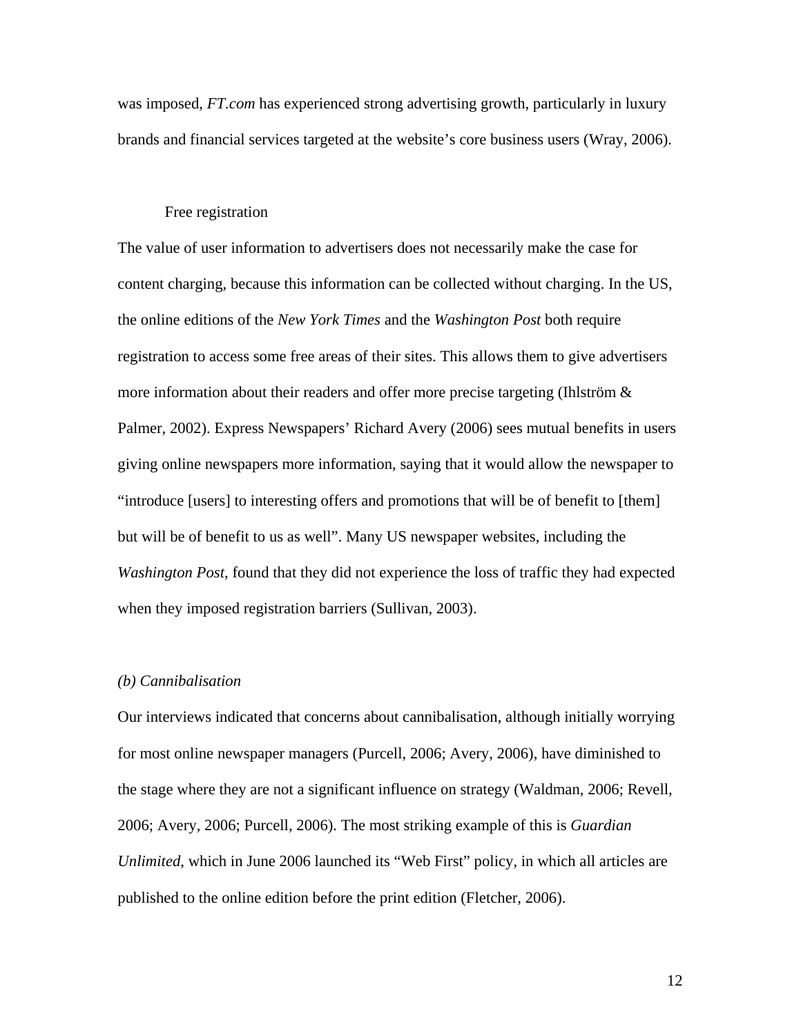was imposed, *FT.com* has experienced strong advertising growth, particularly in luxury brands and financial services targeted at the website's core business users (Wray, 2006).

Free registration

The value of user information to advertisers does not necessarily make the case for content charging, because this information can be collected without charging. In the US, the online editions of the *New York Times* and the *Washington Post* both require registration to access some free areas of their sites. This allows them to give advertisers more information about their readers and offer more precise targeting (Ihlström & Palmer, 2002). Express Newspapers' Richard Avery (2006) sees mutual benefits in users giving online newspapers more information, saying that it would allow the newspaper to "introduce [users] to interesting offers and promotions that will be of benefit to [them] but will be of benefit to us as well". Many US newspaper websites, including the *Washington Post*, found that they did not experience the loss of traffic they had expected when they imposed registration barriers (Sullivan, 2003).

*(b) Cannibalisation*

Our interviews indicated that concerns about cannibalisation, although initially worrying for most online newspaper managers (Purcell, 2006; Avery, 2006), have diminished to the stage where they are not a significant influence on strategy (Waldman, 2006; Revell, 2006; Avery, 2006; Purcell, 2006). The most striking example of this is *Guardian Unlimited*, which in June 2006 launched its "Web First" policy, in which all articles are published to the online edition before the print edition (Fletcher, 2006).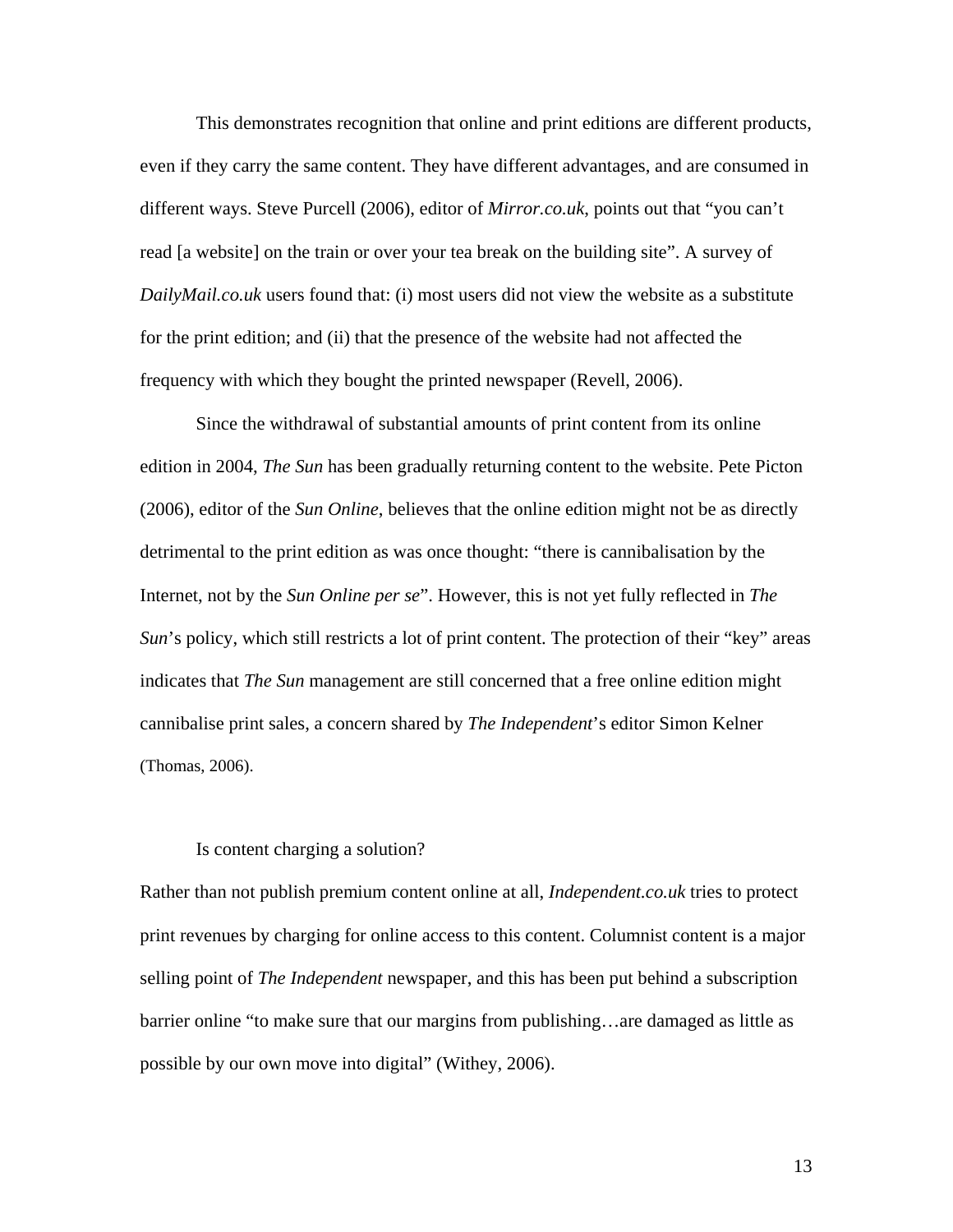This demonstrates recognition that online and print editions are different products, even if they carry the same content. They have different advantages, and are consumed in different ways. Steve Purcell (2006), editor of *Mirror.co.uk*, points out that "you can't read [a website] on the train or over your tea break on the building site". A survey of *DailyMail.co.uk* users found that: (i) most users did not view the website as a substitute for the print edition; and (ii) that the presence of the website had not affected the frequency with which they bought the printed newspaper (Revell, 2006).

Since the withdrawal of substantial amounts of print content from its online edition in 2004, *The Sun* has been gradually returning content to the website. Pete Picton (2006), editor of the *Sun Online*, believes that the online edition might not be as directly detrimental to the print edition as was once thought: "there is cannibalisation by the Internet, not by the *Sun Online per se*". However, this is not yet fully reflected in *The Sun*'s policy, which still restricts a lot of print content. The protection of their "key" areas indicates that *The Sun* management are still concerned that a free online edition might cannibalise print sales, a concern shared by *The Independent*'s editor Simon Kelner (Thomas, 2006).

## Is content charging a solution?

Rather than not publish premium content online at all, *Independent.co.uk* tries to protect print revenues by charging for online access to this content. Columnist content is a major selling point of *The Independent* newspaper, and this has been put behind a subscription barrier online "to make sure that our margins from publishing…are damaged as little as possible by our own move into digital" (Withey, 2006).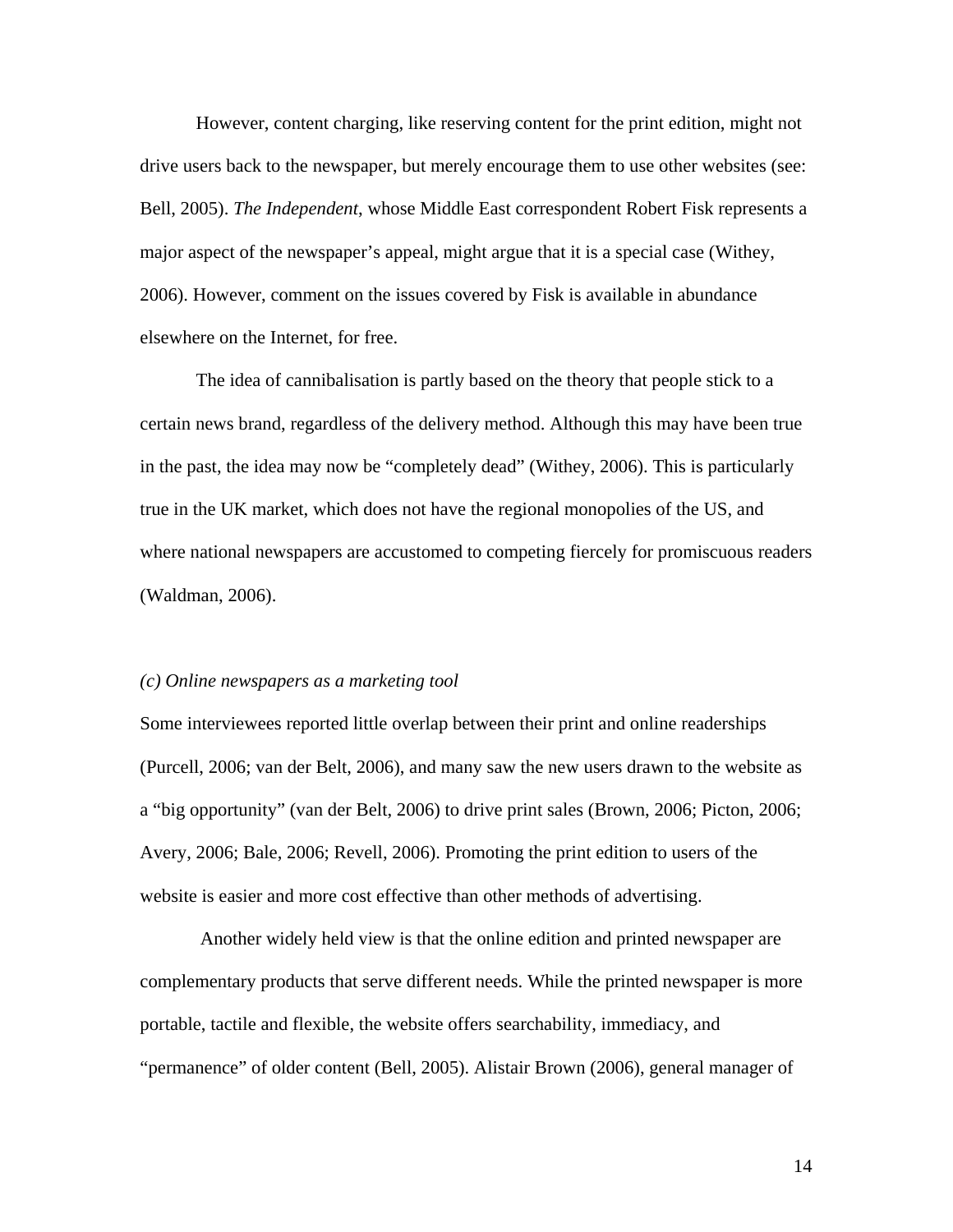However, content charging, like reserving content for the print edition, might not drive users back to the newspaper, but merely encourage them to use other websites (see: Bell, 2005). *The Independent*, whose Middle East correspondent Robert Fisk represents a major aspect of the newspaper's appeal, might argue that it is a special case (Withey, 2006). However, comment on the issues covered by Fisk is available in abundance elsewhere on the Internet, for free.

The idea of cannibalisation is partly based on the theory that people stick to a certain news brand, regardless of the delivery method. Although this may have been true in the past, the idea may now be "completely dead" (Withey, 2006). This is particularly true in the UK market, which does not have the regional monopolies of the US, and where national newspapers are accustomed to competing fiercely for promiscuous readers (Waldman, 2006).

*(c) Online newspapers as a marketing tool*

Some interviewees reported little overlap between their print and online readerships (Purcell, 2006; van der Belt, 2006), and many saw the new users drawn to the website as a "big opportunity" (van der Belt, 2006) to drive print sales (Brown, 2006; Picton, 2006; Avery, 2006; Bale, 2006; Revell, 2006). Promoting the print edition to users of the website is easier and more cost effective than other methods of advertising.

Another widely held view is that the online edition and printed newspaper are complementary products that serve different needs. While the printed newspaper is more portable, tactile and flexible, the website offers searchability, immediacy, and "permanence" of older content (Bell, 2005). Alistair Brown (2006), general manager of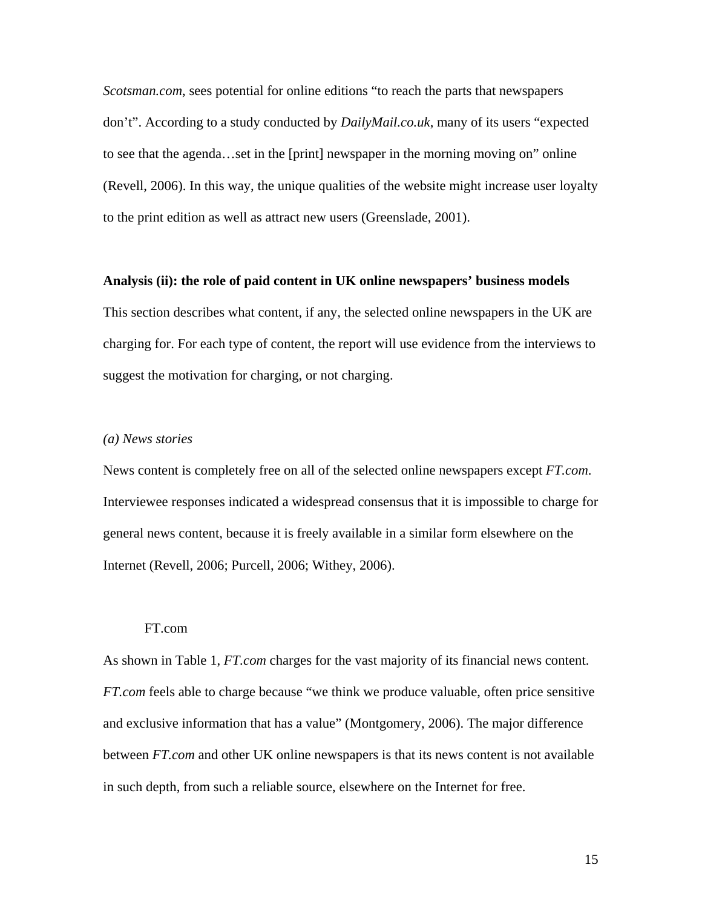*Scotsman.com*, sees potential for online editions "to reach the parts that newspapers don't". According to a study conducted by *DailyMail.co.uk*, many of its users "expected to see that the agenda…set in the [print] newspaper in the morning moving on" online (Revell, 2006). In this way, the unique qualities of the website might increase user loyalty to the print edition as well as attract new users (Greenslade, 2001).

## Analysis (ii): the role of paid content in UK online newspapers' business models

This section describes what content, if any, the selected online newspapers in the UK are charging for. For each type of content, the report will use evidence from the interviews to suggest the motivation for charging, or not charging.

### *(a) News stories*

News content is completely free on all of the selected online newspapers except *FT.com*. Interviewee responses indicated a widespread consensus that it is impossible to charge for general news content, because it is freely available in a similar form elsewhere on the Internet (Revell, 2006; Purcell, 2006; Withey, 2006).

#### FT.com

As shown in Table 1, *FT.com* charges for the vast majority of its financial news content. *FT.com* feels able to charge because "we think we produce valuable, often price sensitive and exclusive information that has a value" (Montgomery, 2006). The major difference between *FT.com* and other UK online newspapers is that its news content is not available in such depth, from such a reliable source, elsewhere on the Internet for free.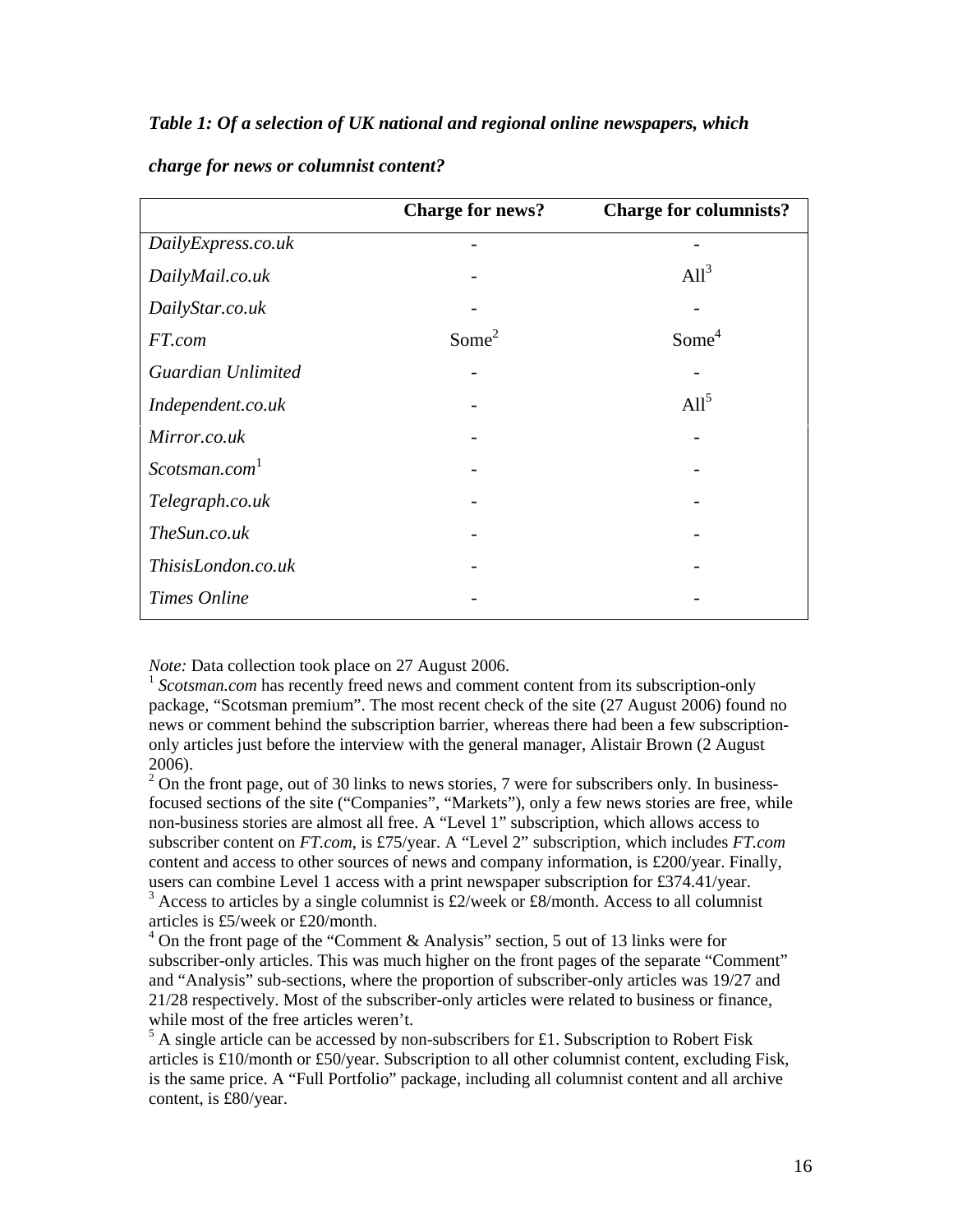*Table 1: Of a selection of UK national and regional online newspapers, which charge for news or columnist content?*

| | Charge for news? | Charge for columnists? |
|---|---|---|
| *DailyExpress.co.uk* | - | - |
| *DailyMail.co.uk* | - | All[3] |
| *DailyStar.co.uk* | - | - |
| *FT.com* | Some[2] | Some[4] |
| *Guardian Unlimited* | - | - |
| *Independent.co.uk* | - | All[5] |
| *Mirror.co.uk* | - | - |
| *Scotsman.com*[1] | - | - |
| *Telegraph.co.uk* | - | - |
| *TheSun.co.uk* | - | - |
| *ThisisLondon.co.uk* | - | - |
| *Times Online* | - | - |

*Note:* Data collection took place on 27 August 2006.

[1] *Scotsman.com* has recently freed news and comment content from its subscription-only package, "Scotsman premium". The most recent check of the site (27 August 2006) found no news or comment behind the subscription barrier, whereas there had been a few subscription-only articles just before the interview with the general manager, Alistair Brown (2 August 2006).

[2] On the front page, out of 30 links to news stories, 7 were for subscribers only. In business-focused sections of the site ("Companies", "Markets"), only a few news stories are free, while non-business stories are almost all free. A "Level 1" subscription, which allows access to subscriber content on *FT.com*, is £75/year. A "Level 2" subscription, which includes *FT.com* content and access to other sources of news and company information, is £200/year. Finally, users can combine Level 1 access with a print newspaper subscription for £374.41/year.

[3] Access to articles by a single columnist is £2/week or £8/month. Access to all columnist articles is £5/week or £20/month.

[4] On the front page of the "Comment & Analysis" section, 5 out of 13 links were for subscriber-only articles. This was much higher on the front pages of the separate "Comment" and "Analysis" sub-sections, where the proportion of subscriber-only articles was 19/27 and 21/28 respectively. Most of the subscriber-only articles were related to business or finance, while most of the free articles weren't.

[5] A single article can be accessed by non-subscribers for £1. Subscription to Robert Fisk articles is £10/month or £50/year. Subscription to all other columnist content, excluding Fisk, is the same price. A "Full Portfolio" package, including all columnist content and all archive content, is £80/year.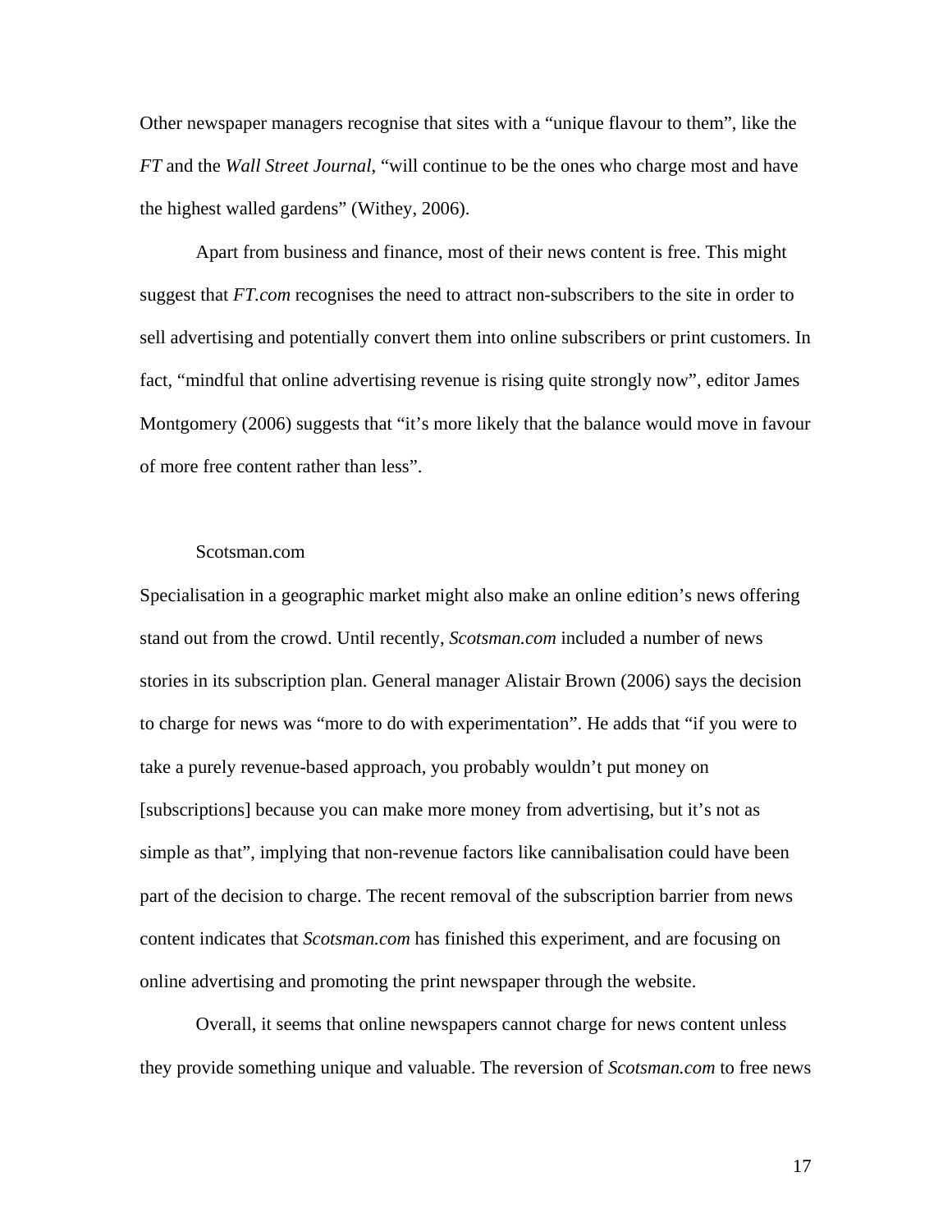Other newspaper managers recognise that sites with a "unique flavour to them", like the *FT* and the *Wall Street Journal*, "will continue to be the ones who charge most and have the highest walled gardens" (Withey, 2006).

Apart from business and finance, most of their news content is free. This might suggest that *FT.com* recognises the need to attract non-subscribers to the site in order to sell advertising and potentially convert them into online subscribers or print customers. In fact, "mindful that online advertising revenue is rising quite strongly now", editor James Montgomery (2006) suggests that "it's more likely that the balance would move in favour of more free content rather than less".

### Scotsman.com

Specialisation in a geographic market might also make an online edition's news offering stand out from the crowd. Until recently, *Scotsman.com* included a number of news stories in its subscription plan. General manager Alistair Brown (2006) says the decision to charge for news was "more to do with experimentation". He adds that "if you were to take a purely revenue-based approach, you probably wouldn't put money on [subscriptions] because you can make more money from advertising, but it's not as simple as that", implying that non-revenue factors like cannibalisation could have been part of the decision to charge. The recent removal of the subscription barrier from news content indicates that *Scotsman.com* has finished this experiment, and are focusing on online advertising and promoting the print newspaper through the website.

Overall, it seems that online newspapers cannot charge for news content unless they provide something unique and valuable. The reversion of *Scotsman.com* to free news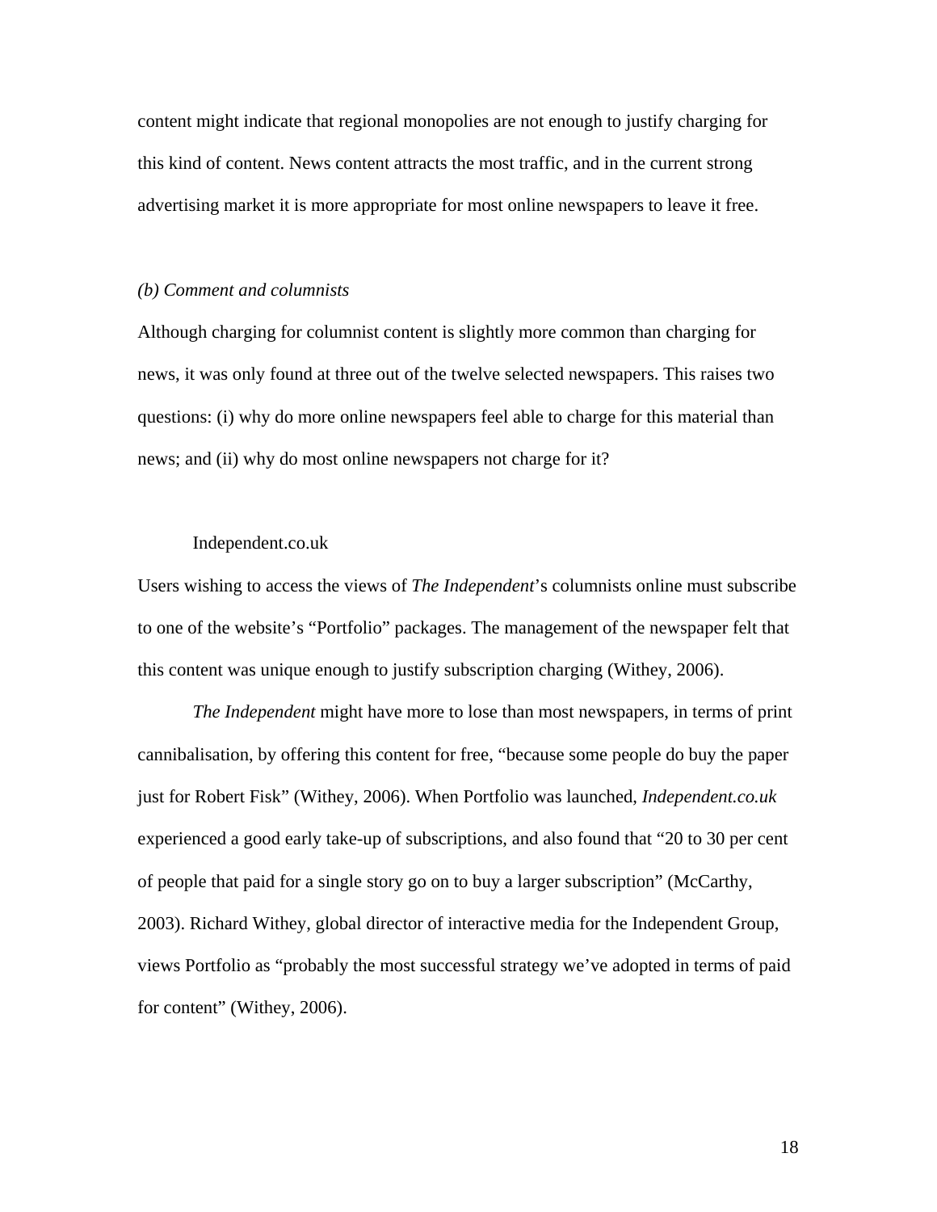content might indicate that regional monopolies are not enough to justify charging for this kind of content. News content attracts the most traffic, and in the current strong advertising market it is more appropriate for most online newspapers to leave it free.

### *(b) Comment and columnists*

Although charging for columnist content is slightly more common than charging for news, it was only found at three out of the twelve selected newspapers. This raises two questions: (i) why do more online newspapers feel able to charge for this material than news; and (ii) why do most online newspapers not charge for it?

#### Independent.co.uk

Users wishing to access the views of *The Independent*'s columnists online must subscribe to one of the website's "Portfolio" packages. The management of the newspaper felt that this content was unique enough to justify subscription charging (Withey, 2006).

*The Independent* might have more to lose than most newspapers, in terms of print cannibalisation, by offering this content for free, "because some people do buy the paper just for Robert Fisk" (Withey, 2006). When Portfolio was launched, *Independent.co.uk* experienced a good early take-up of subscriptions, and also found that "20 to 30 per cent of people that paid for a single story go on to buy a larger subscription" (McCarthy, 2003). Richard Withey, global director of interactive media for the Independent Group, views Portfolio as "probably the most successful strategy we've adopted in terms of paid for content" (Withey, 2006).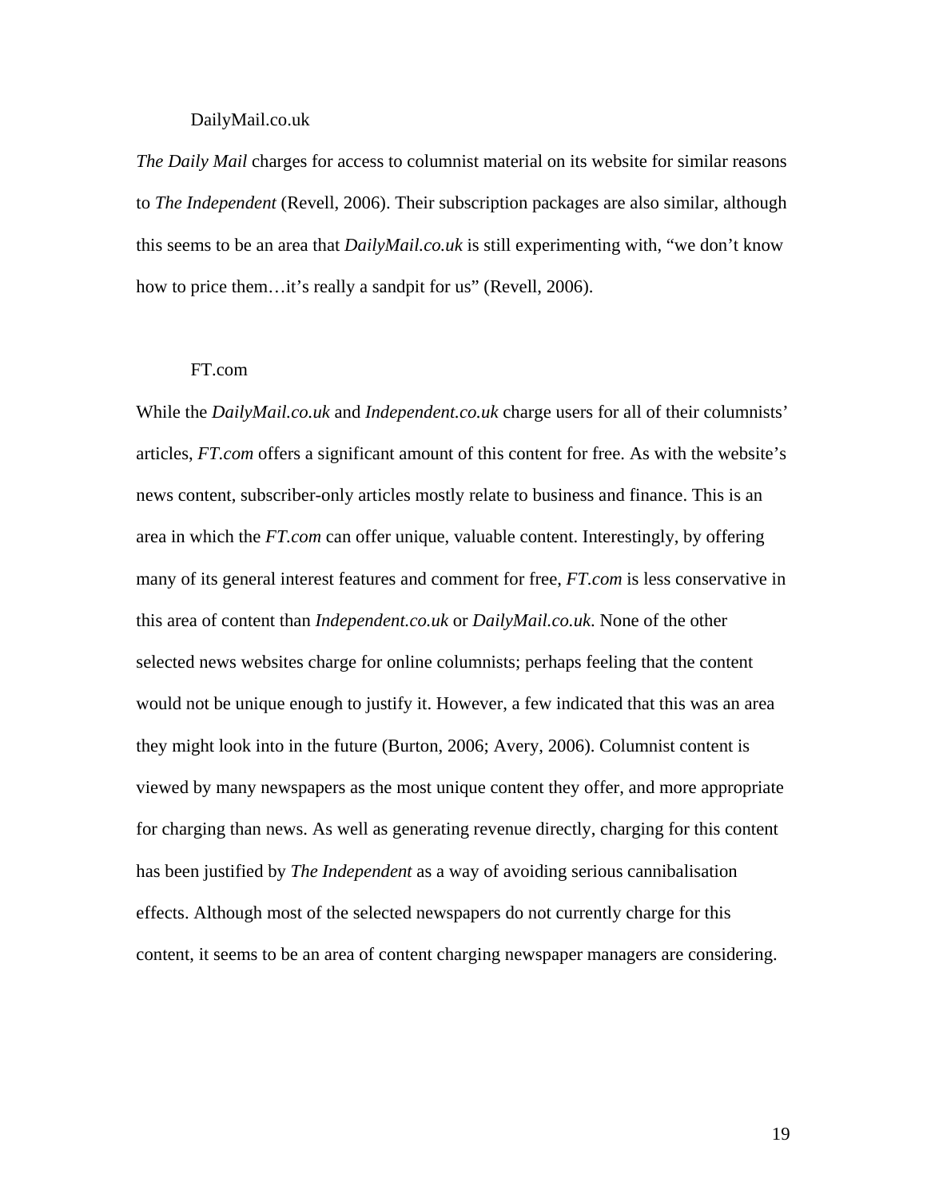### DailyMail.co.uk

*The Daily Mail* charges for access to columnist material on its website for similar reasons to *The Independent* (Revell, 2006). Their subscription packages are also similar, although this seems to be an area that *DailyMail.co.uk* is still experimenting with, "we don't know how to price them…it's really a sandpit for us" (Revell, 2006).

### FT.com

While the *DailyMail.co.uk* and *Independent.co.uk* charge users for all of their columnists' articles, *FT.com* offers a significant amount of this content for free. As with the website's news content, subscriber-only articles mostly relate to business and finance. This is an area in which the *FT.com* can offer unique, valuable content. Interestingly, by offering many of its general interest features and comment for free, *FT.com* is less conservative in this area of content than *Independent.co.uk* or *DailyMail.co.uk*. None of the other selected news websites charge for online columnists; perhaps feeling that the content would not be unique enough to justify it. However, a few indicated that this was an area they might look into in the future (Burton, 2006; Avery, 2006). Columnist content is viewed by many newspapers as the most unique content they offer, and more appropriate for charging than news. As well as generating revenue directly, charging for this content has been justified by *The Independent* as a way of avoiding serious cannibalisation effects. Although most of the selected newspapers do not currently charge for this content, it seems to be an area of content charging newspaper managers are considering.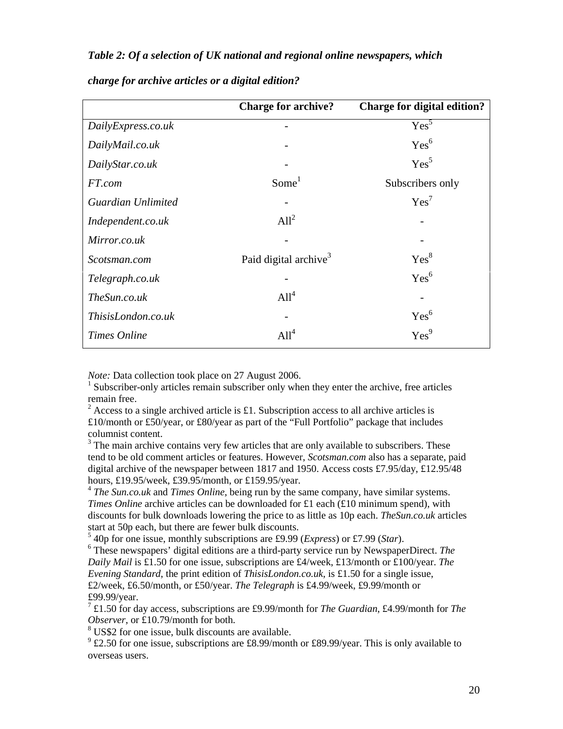*Table 2: Of a selection of UK national and regional online newspapers, which charge for archive articles or a digital edition?*

| | **Charge for archive?** | **Charge for digital edition?** |
|---|---|---|
| *DailyExpress.co.uk* | - | Yes[5] |
| *DailyMail.co.uk* | - | Yes[6] |
| *DailyStar.co.uk* | - | Yes[5] |
| *FT.com* | Some[1] | Subscribers only |
| *Guardian Unlimited* | - | Yes[7] |
| *Independent.co.uk* | All[2] | - |
| *Mirror.co.uk* | - | - |
| *Scotsman.com* | Paid digital archive[3] | Yes[8] |
| *Telegraph.co.uk* | - | Yes[6] |
| *TheSun.co.uk* | All[4] | - |
| *ThisisLondon.co.uk* | - | Yes[6] |
| *Times Online* | All[4] | Yes[9] |

*Note:* Data collection took place on 27 August 2006.

[1] Subscriber-only articles remain subscriber only when they enter the archive, free articles remain free.

[2] Access to a single archived article is £1. Subscription access to all archive articles is £10/month or £50/year, or £80/year as part of the "Full Portfolio" package that includes columnist content.

[3] The main archive contains very few articles that are only available to subscribers. These tend to be old comment articles or features. However, *Scotsman.com* also has a separate, paid digital archive of the newspaper between 1817 and 1950. Access costs £7.95/day, £12.95/48 hours, £19.95/week, £39.95/month, or £159.95/year.

[4] *The Sun.co.uk* and *Times Online*, being run by the same company, have similar systems. *Times Online* archive articles can be downloaded for £1 each (£10 minimum spend), with discounts for bulk downloads lowering the price to as little as 10p each. *TheSun.co.uk* articles start at 50p each, but there are fewer bulk discounts.

[5] 40p for one issue, monthly subscriptions are £9.99 (*Express*) or £7.99 (*Star*).

[6] These newspapers' digital editions are a third-party service run by NewspaperDirect. *The Daily Mail* is £1.50 for one issue, subscriptions are £4/week, £13/month or £100/year. *The Evening Standard*, the print edition of *ThisisLondon.co.uk*, is £1.50 for a single issue, £2/week, £6.50/month, or £50/year. *The Telegraph* is £4.99/week, £9.99/month or £99.99/year.

[7] £1.50 for day access, subscriptions are £9.99/month for *The Guardian*, £4.99/month for *The Observer*, or £10.79/month for both.

[8] US$2 for one issue, bulk discounts are available.

[9] £2.50 for one issue, subscriptions are £8.99/month or £89.99/year. This is only available to overseas users.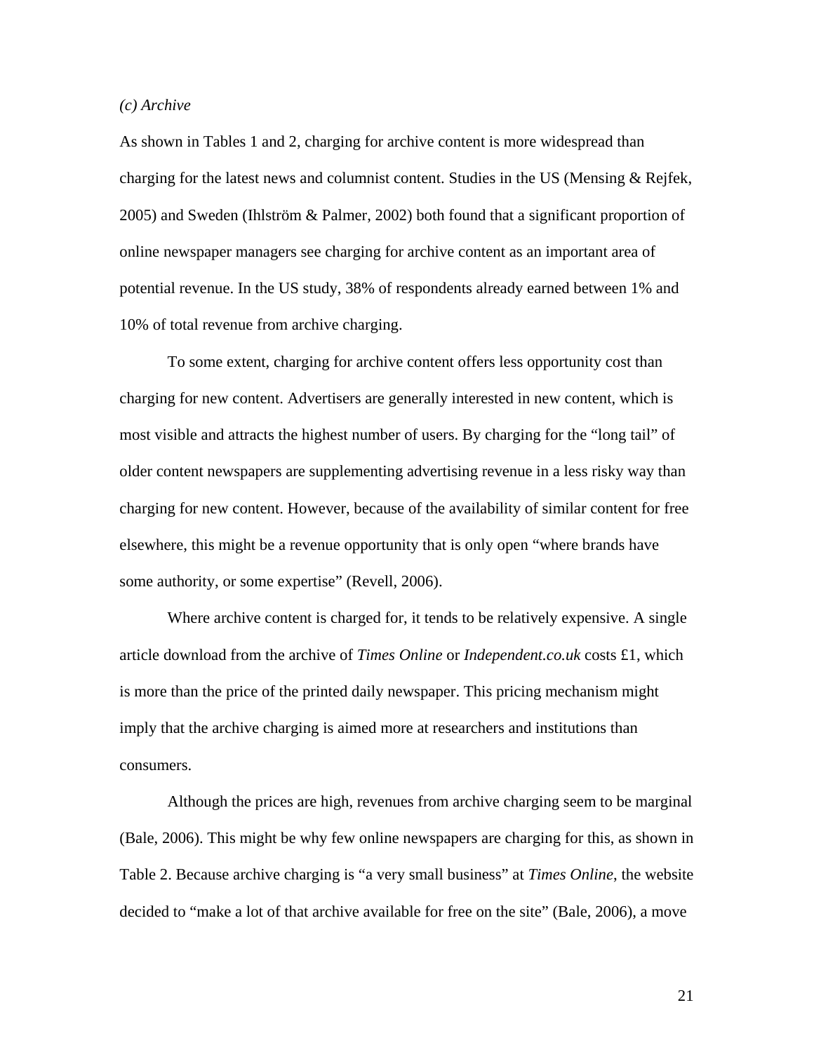*(c) Archive*

As shown in Tables 1 and 2, charging for archive content is more widespread than charging for the latest news and columnist content. Studies in the US (Mensing & Rejfek, 2005) and Sweden (Ihlström & Palmer, 2002) both found that a significant proportion of online newspaper managers see charging for archive content as an important area of potential revenue. In the US study, 38% of respondents already earned between 1% and 10% of total revenue from archive charging.

To some extent, charging for archive content offers less opportunity cost than charging for new content. Advertisers are generally interested in new content, which is most visible and attracts the highest number of users. By charging for the "long tail" of older content newspapers are supplementing advertising revenue in a less risky way than charging for new content. However, because of the availability of similar content for free elsewhere, this might be a revenue opportunity that is only open "where brands have some authority, or some expertise" (Revell, 2006).

Where archive content is charged for, it tends to be relatively expensive. A single article download from the archive of *Times Online* or *Independent.co.uk* costs £1, which is more than the price of the printed daily newspaper. This pricing mechanism might imply that the archive charging is aimed more at researchers and institutions than consumers.

Although the prices are high, revenues from archive charging seem to be marginal (Bale, 2006). This might be why few online newspapers are charging for this, as shown in Table 2. Because archive charging is "a very small business" at *Times Online*, the website decided to "make a lot of that archive available for free on the site" (Bale, 2006), a move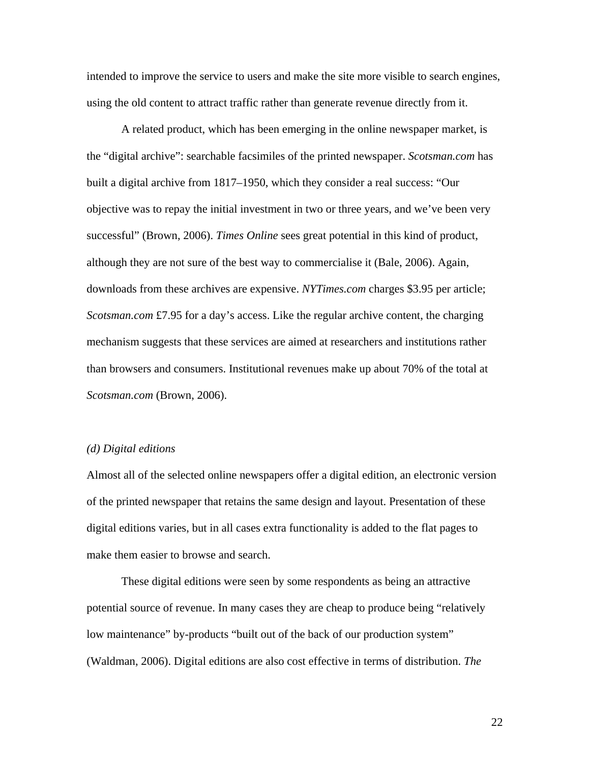intended to improve the service to users and make the site more visible to search engines, using the old content to attract traffic rather than generate revenue directly from it.

A related product, which has been emerging in the online newspaper market, is the "digital archive": searchable facsimiles of the printed newspaper. *Scotsman.com* has built a digital archive from 1817–1950, which they consider a real success: "Our objective was to repay the initial investment in two or three years, and we've been very successful" (Brown, 2006). *Times Online* sees great potential in this kind of product, although they are not sure of the best way to commercialise it (Bale, 2006). Again, downloads from these archives are expensive. *NYTimes.com* charges $3.95 per article; *Scotsman.com* £7.95 for a day's access. Like the regular archive content, the charging mechanism suggests that these services are aimed at researchers and institutions rather than browsers and consumers. Institutional revenues make up about 70% of the total at *Scotsman.com* (Brown, 2006).

*(d) Digital editions*

Almost all of the selected online newspapers offer a digital edition, an electronic version of the printed newspaper that retains the same design and layout. Presentation of these digital editions varies, but in all cases extra functionality is added to the flat pages to make them easier to browse and search.

These digital editions were seen by some respondents as being an attractive potential source of revenue. In many cases they are cheap to produce being "relatively low maintenance" by-products "built out of the back of our production system" (Waldman, 2006). Digital editions are also cost effective in terms of distribution. *The*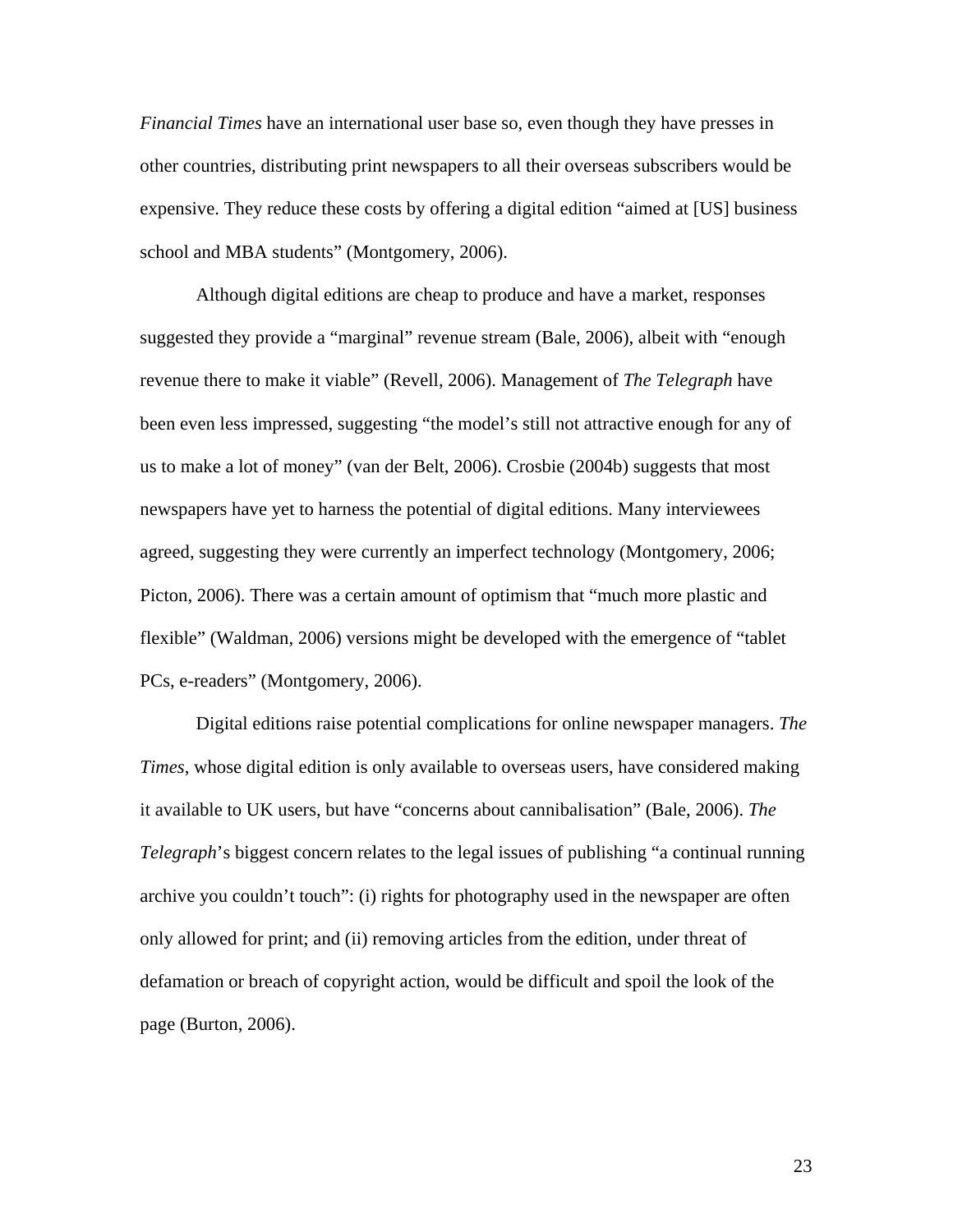*Financial Times* have an international user base so, even though they have presses in other countries, distributing print newspapers to all their overseas subscribers would be expensive. They reduce these costs by offering a digital edition "aimed at [US] business school and MBA students" (Montgomery, 2006).

Although digital editions are cheap to produce and have a market, responses suggested they provide a "marginal" revenue stream (Bale, 2006), albeit with "enough revenue there to make it viable" (Revell, 2006). Management of *The Telegraph* have been even less impressed, suggesting "the model's still not attractive enough for any of us to make a lot of money" (van der Belt, 2006). Crosbie (2004b) suggests that most newspapers have yet to harness the potential of digital editions. Many interviewees agreed, suggesting they were currently an imperfect technology (Montgomery, 2006; Picton, 2006). There was a certain amount of optimism that "much more plastic and flexible" (Waldman, 2006) versions might be developed with the emergence of "tablet PCs, e-readers" (Montgomery, 2006).

Digital editions raise potential complications for online newspaper managers. *The Times*, whose digital edition is only available to overseas users, have considered making it available to UK users, but have "concerns about cannibalisation" (Bale, 2006). *The Telegraph*'s biggest concern relates to the legal issues of publishing "a continual running archive you couldn't touch": (i) rights for photography used in the newspaper are often only allowed for print; and (ii) removing articles from the edition, under threat of defamation or breach of copyright action, would be difficult and spoil the look of the page (Burton, 2006).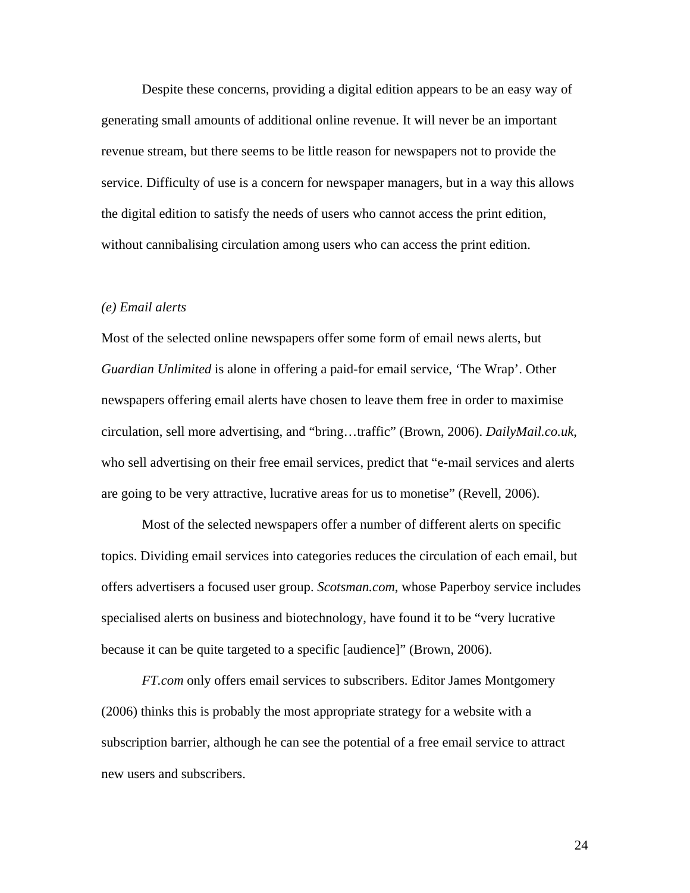Despite these concerns, providing a digital edition appears to be an easy way of generating small amounts of additional online revenue. It will never be an important revenue stream, but there seems to be little reason for newspapers not to provide the service. Difficulty of use is a concern for newspaper managers, but in a way this allows the digital edition to satisfy the needs of users who cannot access the print edition, without cannibalising circulation among users who can access the print edition.

*(e) Email alerts*

Most of the selected online newspapers offer some form of email news alerts, but *Guardian Unlimited* is alone in offering a paid-for email service, 'The Wrap'. Other newspapers offering email alerts have chosen to leave them free in order to maximise circulation, sell more advertising, and "bring…traffic" (Brown, 2006). *DailyMail.co.uk*, who sell advertising on their free email services, predict that "e-mail services and alerts are going to be very attractive, lucrative areas for us to monetise" (Revell, 2006).

Most of the selected newspapers offer a number of different alerts on specific topics. Dividing email services into categories reduces the circulation of each email, but offers advertisers a focused user group. *Scotsman.com*, whose Paperboy service includes specialised alerts on business and biotechnology, have found it to be "very lucrative because it can be quite targeted to a specific [audience]" (Brown, 2006).

*FT.com* only offers email services to subscribers. Editor James Montgomery (2006) thinks this is probably the most appropriate strategy for a website with a subscription barrier, although he can see the potential of a free email service to attract new users and subscribers.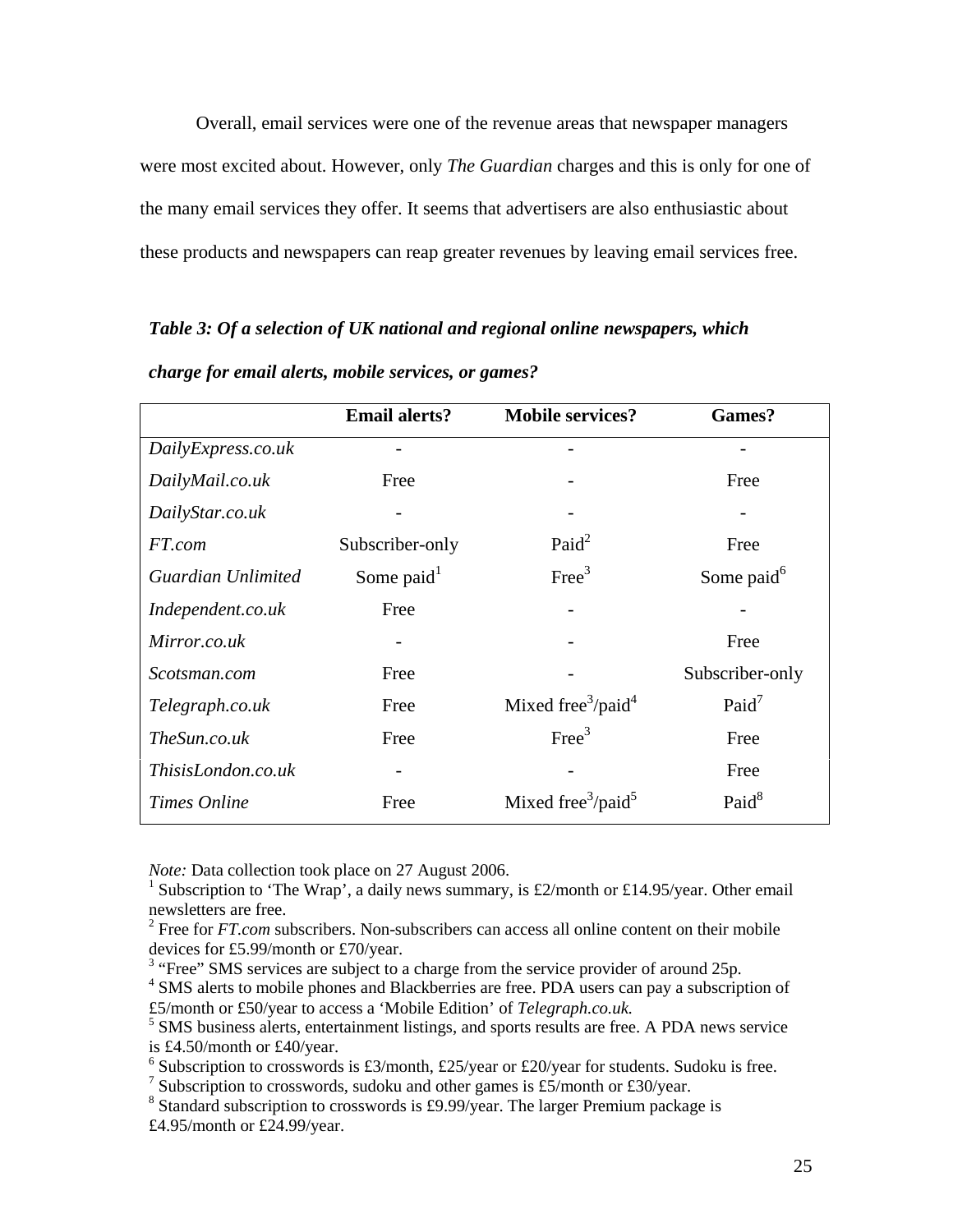Overall, email services were one of the revenue areas that newspaper managers were most excited about. However, only *The Guardian* charges and this is only for one of the many email services they offer. It seems that advertisers are also enthusiastic about these products and newspapers can reap greater revenues by leaving email services free.

***Table 3: Of a selection of UK national and regional online newspapers, which charge for email alerts, mobile services, or games?***

| | **Email alerts?** | **Mobile services?** | **Games?** |
|---|---|---|---|
| *DailyExpress.co.uk* | - | - | - |
| *DailyMail.co.uk* | Free | - | Free |
| *DailyStar.co.uk* | - | - | - |
| *FT.com* | Subscriber-only | Paid[2] | Free |
| *Guardian Unlimited* | Some paid[1] | Free[3] | Some paid[6] |
| *Independent.co.uk* | Free | - | - |
| *Mirror.co.uk* | - | - | Free |
| *Scotsman.com* | Free | - | Subscriber-only |
| *Telegraph.co.uk* | Free | Mixed free[3]/paid[4] | Paid[7] |
| *TheSun.co.uk* | Free | Free[3] | Free |
| *ThisisLondon.co.uk* | - | - | Free |
| *Times Online* | Free | Mixed free[3]/paid[5] | Paid[8] |

*Note:* Data collection took place on 27 August 2006.
[1] Subscription to 'The Wrap', a daily news summary, is £2/month or £14.95/year. Other email newsletters are free.
[2] Free for *FT.com* subscribers. Non-subscribers can access all online content on their mobile devices for £5.99/month or £70/year.
[3] "Free" SMS services are subject to a charge from the service provider of around 25p.
[4] SMS alerts to mobile phones and Blackberries are free. PDA users can pay a subscription of £5/month or £50/year to access a 'Mobile Edition' of *Telegraph.co.uk*.
[5] SMS business alerts, entertainment listings, and sports results are free. A PDA news service is £4.50/month or £40/year.
[6] Subscription to crosswords is £3/month, £25/year or £20/year for students. Sudoku is free.
[7] Subscription to crosswords, sudoku and other games is £5/month or £30/year.
[8] Standard subscription to crosswords is £9.99/year. The larger Premium package is £4.95/month or £24.99/year.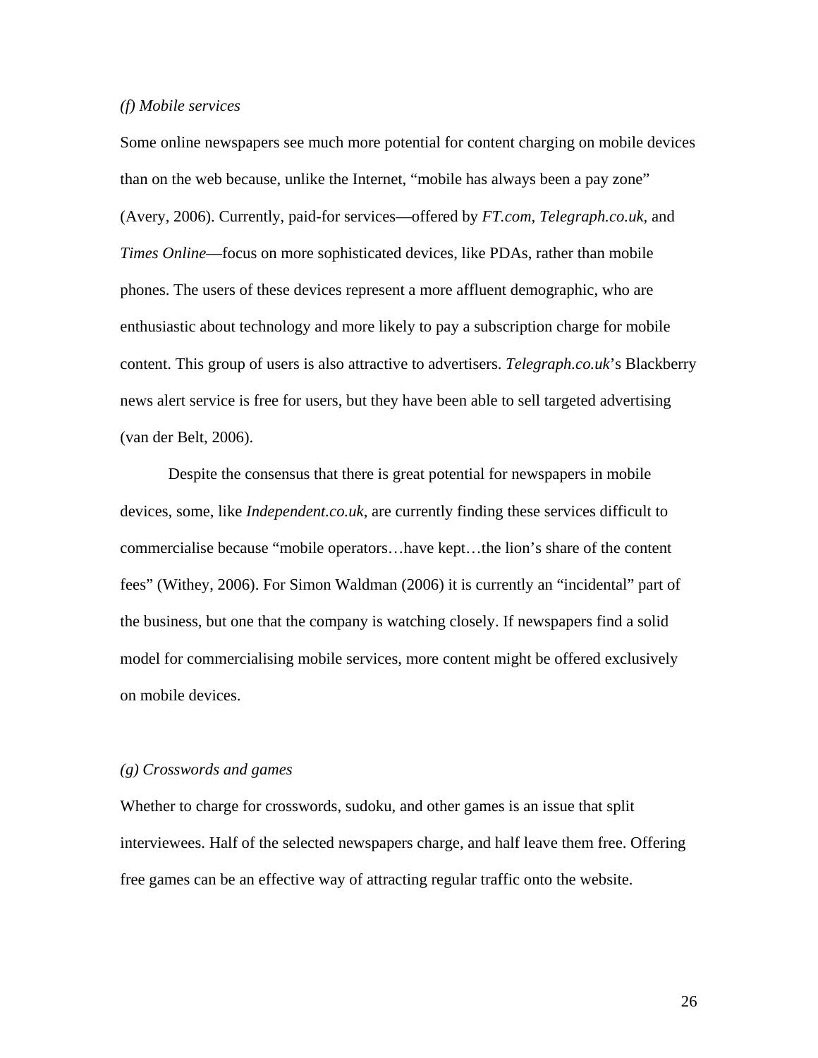*(f) Mobile services*

Some online newspapers see much more potential for content charging on mobile devices than on the web because, unlike the Internet, “mobile has always been a pay zone” (Avery, 2006). Currently, paid-for services—offered by *FT.com*, *Telegraph.co.uk*, and *Times Online*—focus on more sophisticated devices, like PDAs, rather than mobile phones. The users of these devices represent a more affluent demographic, who are enthusiastic about technology and more likely to pay a subscription charge for mobile content. This group of users is also attractive to advertisers. *Telegraph.co.uk*’s Blackberry news alert service is free for users, but they have been able to sell targeted advertising (van der Belt, 2006).

Despite the consensus that there is great potential for newspapers in mobile devices, some, like *Independent.co.uk*, are currently finding these services difficult to commercialise because “mobile operators…have kept…the lion’s share of the content fees” (Withey, 2006). For Simon Waldman (2006) it is currently an “incidental” part of the business, but one that the company is watching closely. If newspapers find a solid model for commercialising mobile services, more content might be offered exclusively on mobile devices.

*(g) Crosswords and games*

Whether to charge for crosswords, sudoku, and other games is an issue that split interviewees. Half of the selected newspapers charge, and half leave them free. Offering free games can be an effective way of attracting regular traffic onto the website.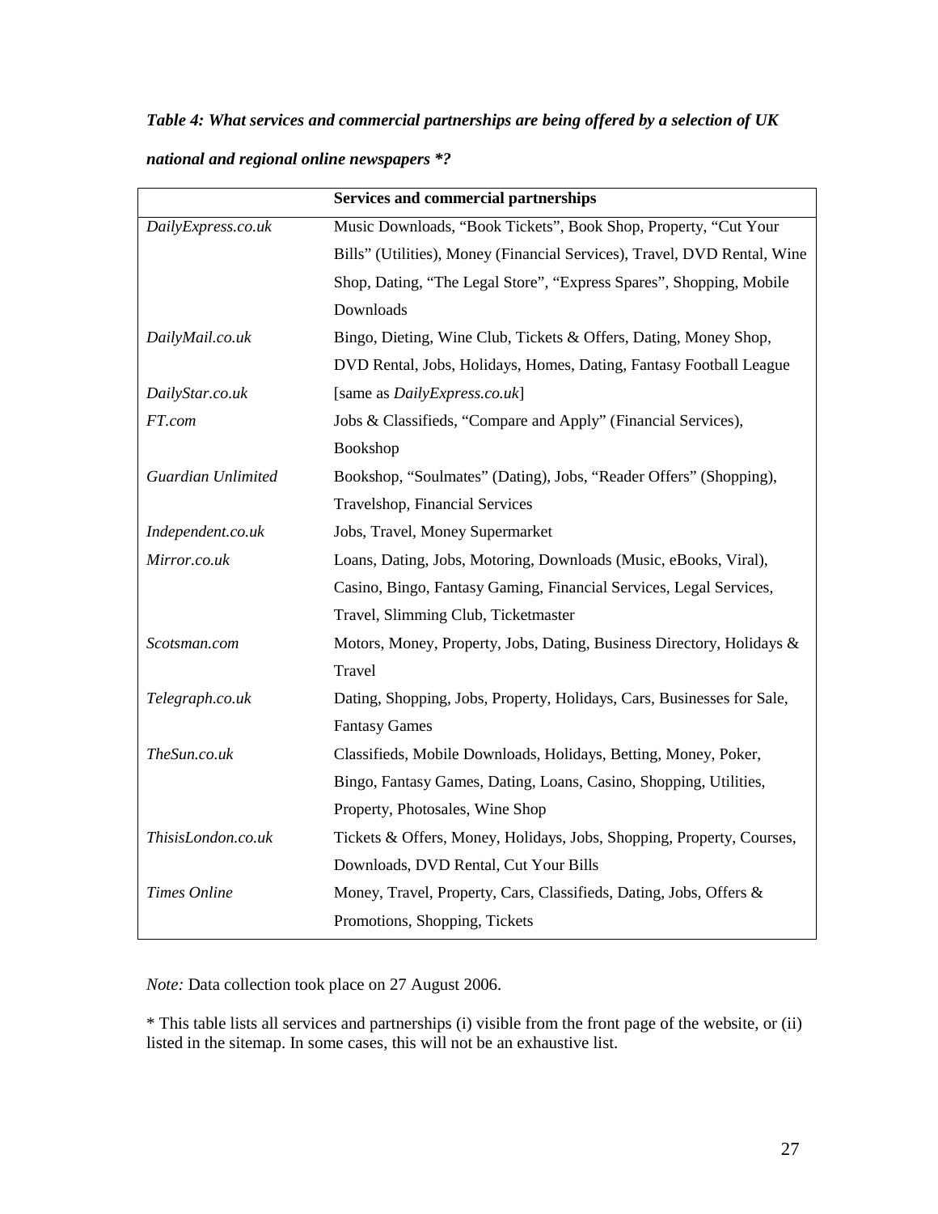***Table 4: What services and commercial partnerships are being offered by a selection of UK national and regional online newspapers *?***

| | **Services and commercial partnerships** |
|---|---|
| *DailyExpress.co.uk* | Music Downloads, "Book Tickets", Book Shop, Property, "Cut Your Bills" (Utilities), Money (Financial Services), Travel, DVD Rental, Wine Shop, Dating, "The Legal Store", "Express Spares", Shopping, Mobile Downloads |
| *DailyMail.co.uk* | Bingo, Dieting, Wine Club, Tickets & Offers, Dating, Money Shop, DVD Rental, Jobs, Holidays, Homes, Dating, Fantasy Football League |
| *DailyStar.co.uk* | [same as *DailyExpress.co.uk*] |
| *FT.com* | Jobs & Classifieds, "Compare and Apply" (Financial Services), Bookshop |
| *Guardian Unlimited* | Bookshop, "Soulmates" (Dating), Jobs, "Reader Offers" (Shopping), Travelshop, Financial Services |
| *Independent.co.uk* | Jobs, Travel, Money Supermarket |
| *Mirror.co.uk* | Loans, Dating, Jobs, Motoring, Downloads (Music, eBooks, Viral), Casino, Bingo, Fantasy Gaming, Financial Services, Legal Services, Travel, Slimming Club, Ticketmaster |
| *Scotsman.com* | Motors, Money, Property, Jobs, Dating, Business Directory, Holidays & Travel |
| *Telegraph.co.uk* | Dating, Shopping, Jobs, Property, Holidays, Cars, Businesses for Sale, Fantasy Games |
| *TheSun.co.uk* | Classifieds, Mobile Downloads, Holidays, Betting, Money, Poker, Bingo, Fantasy Games, Dating, Loans, Casino, Shopping, Utilities, Property, Photosales, Wine Shop |
| *ThisisLondon.co.uk* | Tickets & Offers, Money, Holidays, Jobs, Shopping, Property, Courses, Downloads, DVD Rental, Cut Your Bills |
| *Times Online* | Money, Travel, Property, Cars, Classifieds, Dating, Jobs, Offers & Promotions, Shopping, Tickets |

*Note:* Data collection took place on 27 August 2006.

* This table lists all services and partnerships (i) visible from the front page of the website, or (ii) listed in the sitemap. In some cases, this will not be an exhaustive list.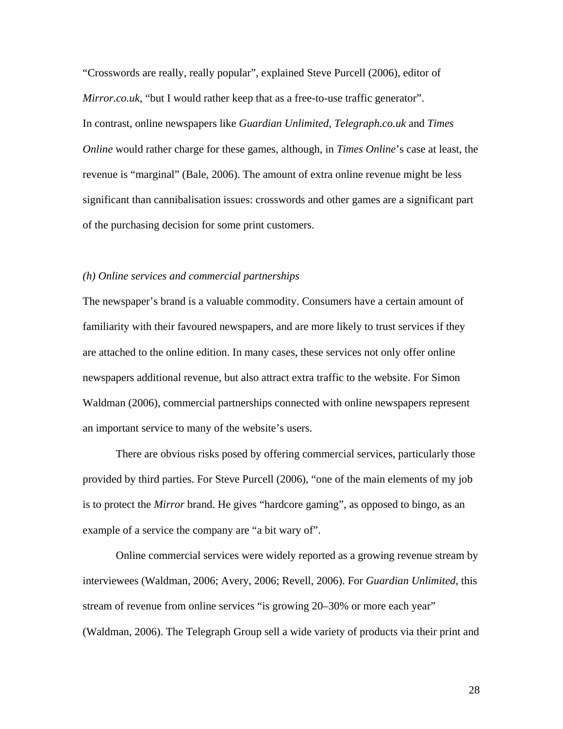"Crosswords are really, really popular", explained Steve Purcell (2006), editor of *Mirror.co.uk*, "but I would rather keep that as a free-to-use traffic generator". In contrast, online newspapers like *Guardian Unlimited*, *Telegraph.co.uk* and *Times Online* would rather charge for these games, although, in *Times Online*'s case at least, the revenue is "marginal" (Bale, 2006). The amount of extra online revenue might be less significant than cannibalisation issues: crosswords and other games are a significant part of the purchasing decision for some print customers.

*(h) Online services and commercial partnerships*

The newspaper's brand is a valuable commodity. Consumers have a certain amount of familiarity with their favoured newspapers, and are more likely to trust services if they are attached to the online edition. In many cases, these services not only offer online newspapers additional revenue, but also attract extra traffic to the website. For Simon Waldman (2006), commercial partnerships connected with online newspapers represent an important service to many of the website's users.

There are obvious risks posed by offering commercial services, particularly those provided by third parties. For Steve Purcell (2006), "one of the main elements of my job is to protect the *Mirror* brand. He gives "hardcore gaming", as opposed to bingo, as an example of a service the company are "a bit wary of".

Online commercial services were widely reported as a growing revenue stream by interviewees (Waldman, 2006; Avery, 2006; Revell, 2006). For *Guardian Unlimited*, this stream of revenue from online services "is growing 20–30% or more each year" (Waldman, 2006). The Telegraph Group sell a wide variety of products via their print and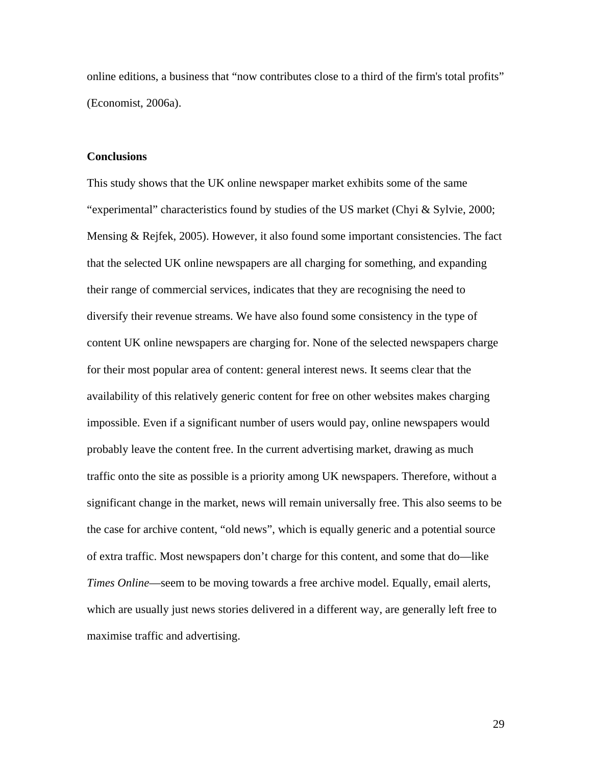online editions, a business that "now contributes close to a third of the firm's total profits" (Economist, 2006a).

## Conclusions

This study shows that the UK online newspaper market exhibits some of the same "experimental" characteristics found by studies of the US market (Chyi & Sylvie, 2000; Mensing & Rejfek, 2005). However, it also found some important consistencies. The fact that the selected UK online newspapers are all charging for something, and expanding their range of commercial services, indicates that they are recognising the need to diversify their revenue streams. We have also found some consistency in the type of content UK online newspapers are charging for. None of the selected newspapers charge for their most popular area of content: general interest news. It seems clear that the availability of this relatively generic content for free on other websites makes charging impossible. Even if a significant number of users would pay, online newspapers would probably leave the content free. In the current advertising market, drawing as much traffic onto the site as possible is a priority among UK newspapers. Therefore, without a significant change in the market, news will remain universally free. This also seems to be the case for archive content, "old news", which is equally generic and a potential source of extra traffic. Most newspapers don't charge for this content, and some that do—like *Times Online*—seem to be moving towards a free archive model. Equally, email alerts, which are usually just news stories delivered in a different way, are generally left free to maximise traffic and advertising.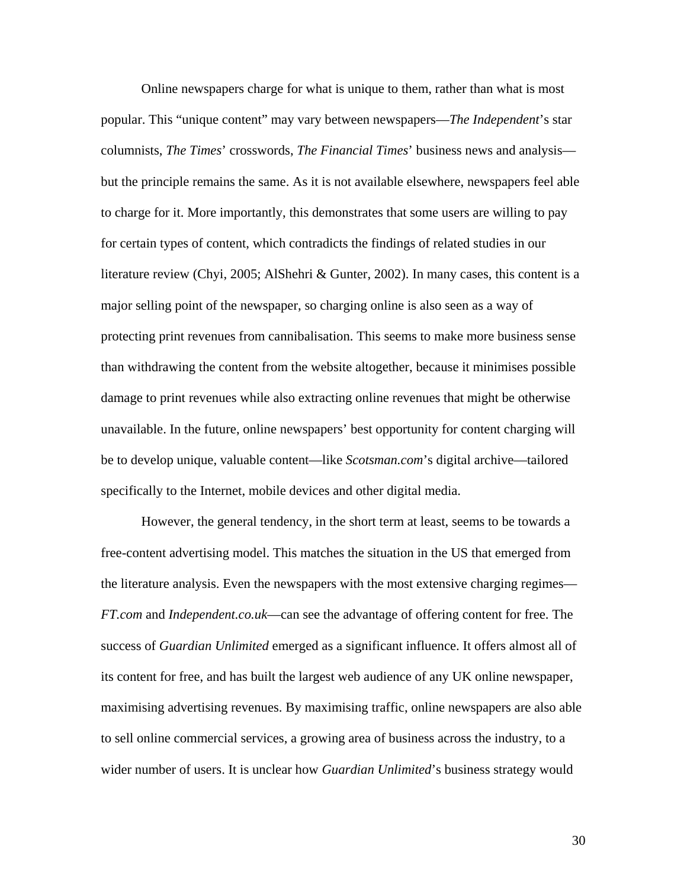Online newspapers charge for what is unique to them, rather than what is most popular. This "unique content" may vary between newspapers—*The Independent*'s star columnists, *The Times*' crosswords, *The Financial Times*' business news and analysis—but the principle remains the same. As it is not available elsewhere, newspapers feel able to charge for it. More importantly, this demonstrates that some users are willing to pay for certain types of content, which contradicts the findings of related studies in our literature review (Chyi, 2005; AlShehri & Gunter, 2002). In many cases, this content is a major selling point of the newspaper, so charging online is also seen as a way of protecting print revenues from cannibalisation. This seems to make more business sense than withdrawing the content from the website altogether, because it minimises possible damage to print revenues while also extracting online revenues that might be otherwise unavailable. In the future, online newspapers' best opportunity for content charging will be to develop unique, valuable content—like *Scotsman.com*'s digital archive—tailored specifically to the Internet, mobile devices and other digital media.

However, the general tendency, in the short term at least, seems to be towards a free-content advertising model. This matches the situation in the US that emerged from the literature analysis. Even the newspapers with the most extensive charging regimes—*FT.com* and *Independent.co.uk*—can see the advantage of offering content for free. The success of *Guardian Unlimited* emerged as a significant influence. It offers almost all of its content for free, and has built the largest web audience of any UK online newspaper, maximising advertising revenues. By maximising traffic, online newspapers are also able to sell online commercial services, a growing area of business across the industry, to a wider number of users. It is unclear how *Guardian Unlimited*'s business strategy would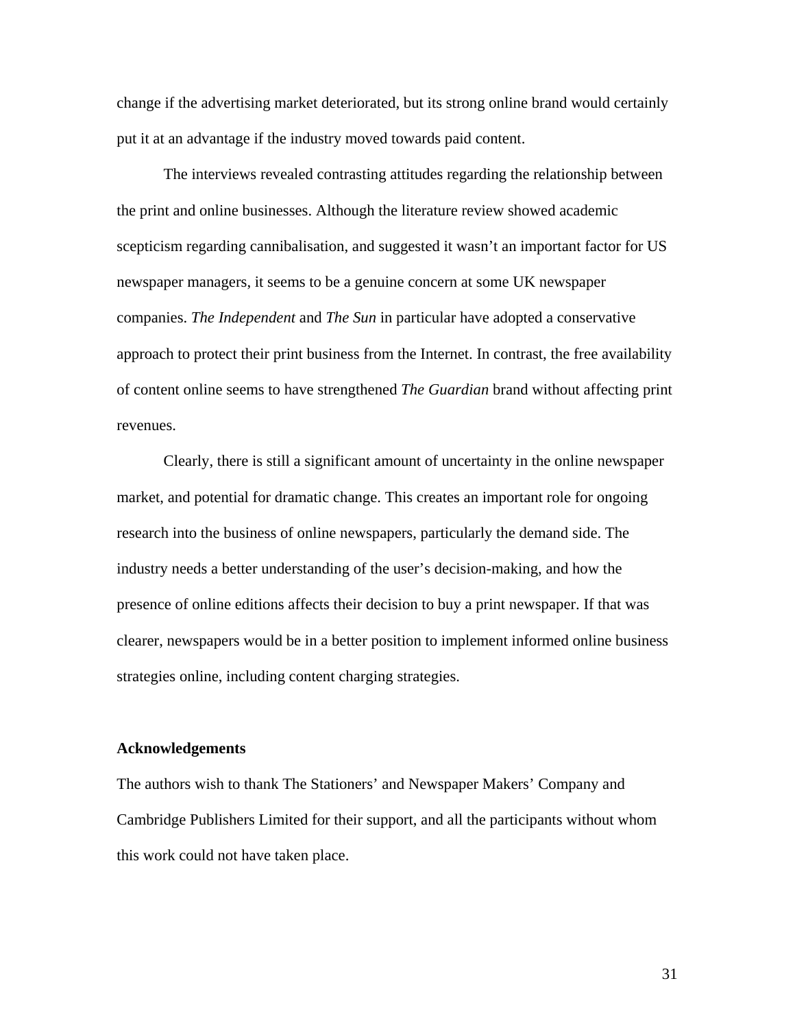change if the advertising market deteriorated, but its strong online brand would certainly put it at an advantage if the industry moved towards paid content.

The interviews revealed contrasting attitudes regarding the relationship between the print and online businesses. Although the literature review showed academic scepticism regarding cannibalisation, and suggested it wasn't an important factor for US newspaper managers, it seems to be a genuine concern at some UK newspaper companies. *The Independent* and *The Sun* in particular have adopted a conservative approach to protect their print business from the Internet. In contrast, the free availability of content online seems to have strengthened *The Guardian* brand without affecting print revenues.

Clearly, there is still a significant amount of uncertainty in the online newspaper market, and potential for dramatic change. This creates an important role for ongoing research into the business of online newspapers, particularly the demand side. The industry needs a better understanding of the user's decision-making, and how the presence of online editions affects their decision to buy a print newspaper. If that was clearer, newspapers would be in a better position to implement informed online business strategies online, including content charging strategies.

**Acknowledgements**

The authors wish to thank The Stationers' and Newspaper Makers' Company and Cambridge Publishers Limited for their support, and all the participants without whom this work could not have taken place.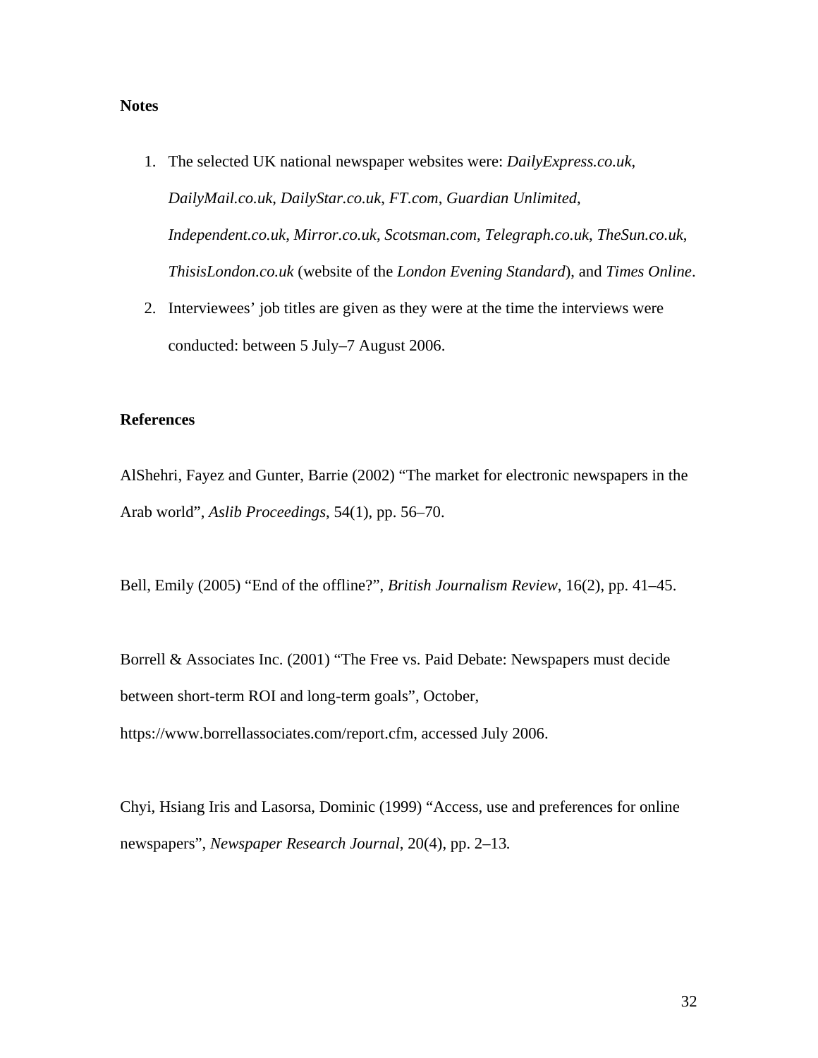**Notes**

1. The selected UK national newspaper websites were: *DailyExpress.co.uk*, *DailyMail.co.uk*, *DailyStar.co.uk*, *FT.com*, *Guardian Unlimited*, *Independent.co.uk*, *Mirror.co.uk*, *Scotsman.com*, *Telegraph.co.uk*, *TheSun.co.uk*, *ThisisLondon.co.uk* (website of the *London Evening Standard*), and *Times Online*.
2. Interviewees' job titles are given as they were at the time the interviews were conducted: between 5 July–7 August 2006.

**References**

AlShehri, Fayez and Gunter, Barrie (2002) "The market for electronic newspapers in the Arab world", *Aslib Proceedings*, 54(1), pp. 56–70.

Bell, Emily (2005) "End of the offline?", *British Journalism Review*, 16(2), pp. 41–45.

Borrell & Associates Inc. (2001) "The Free vs. Paid Debate: Newspapers must decide between short-term ROI and long-term goals", October, https://www.borrellassociates.com/report.cfm, accessed July 2006.

Chyi, Hsiang Iris and Lasorsa, Dominic (1999) "Access, use and preferences for online newspapers", *Newspaper Research Journal*, 20(4), pp. 2–13.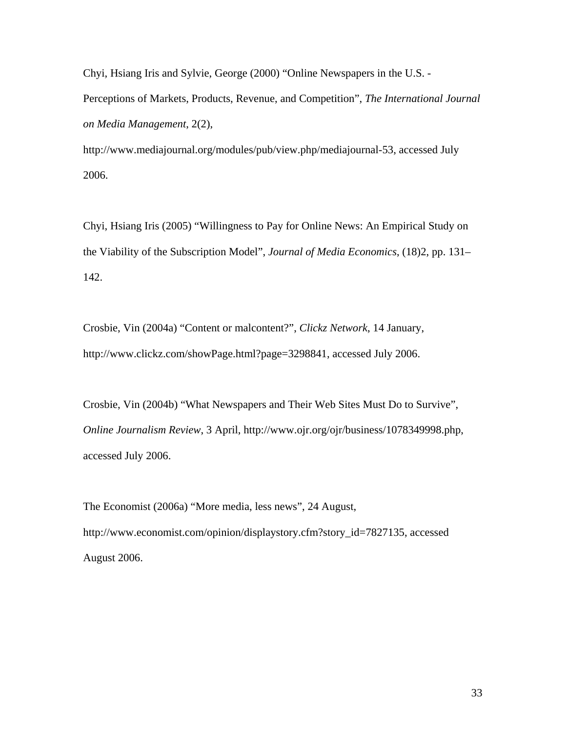Chyi, Hsiang Iris and Sylvie, George (2000) “Online Newspapers in the U.S. - Perceptions of Markets, Products, Revenue, and Competition”, *The International Journal on Media Management*, 2(2), http://www.mediajournal.org/modules/pub/view.php/mediajournal-53, accessed July 2006.

Chyi, Hsiang Iris (2005) “Willingness to Pay for Online News: An Empirical Study on the Viability of the Subscription Model”, *Journal of Media Economics*, (18)2, pp. 131–142.

Crosbie, Vin (2004a) “Content or malcontent?”, *Clickz Network*, 14 January, http://www.clickz.com/showPage.html?page=3298841, accessed July 2006.

Crosbie, Vin (2004b) “What Newspapers and Their Web Sites Must Do to Survive”, *Online Journalism Review*, 3 April, http://www.ojr.org/ojr/business/1078349998.php, accessed July 2006.

The Economist (2006a) “More media, less news”, 24 August, http://www.economist.com/opinion/displaystory.cfm?story_id=7827135, accessed August 2006.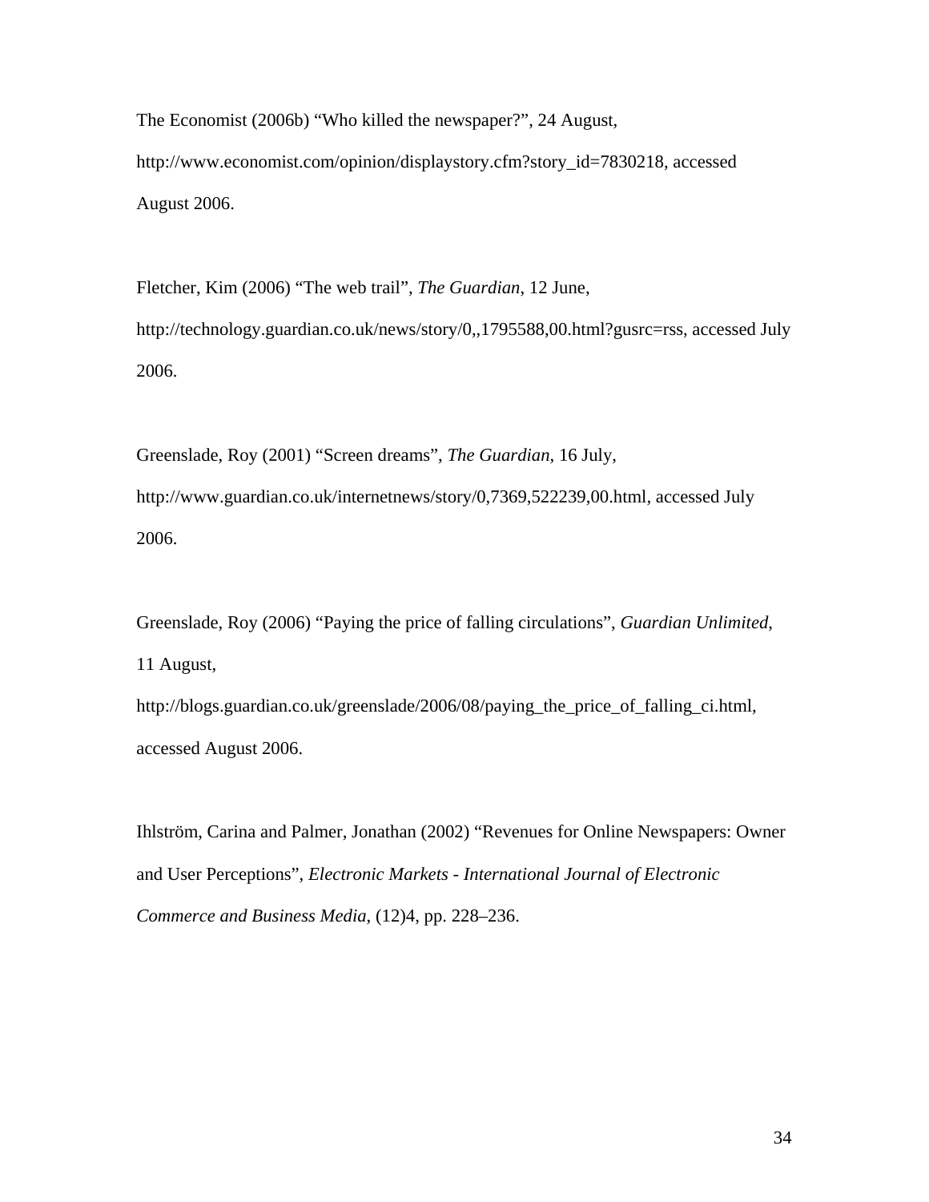The Economist (2006b) “Who killed the newspaper?”, 24 August, http://www.economist.com/opinion/displaystory.cfm?story_id=7830218, accessed August 2006.

Fletcher, Kim (2006) “The web trail”, *The Guardian*, 12 June, http://technology.guardian.co.uk/news/story/0,,1795588,00.html?gusrc=rss, accessed July 2006.

Greenslade, Roy (2001) “Screen dreams”, *The Guardian*, 16 July, http://www.guardian.co.uk/internetnews/story/0,7369,522239,00.html, accessed July 2006.

Greenslade, Roy (2006) “Paying the price of falling circulations”, *Guardian Unlimited*, 11 August, http://blogs.guardian.co.uk/greenslade/2006/08/paying_the_price_of_falling_ci.html, accessed August 2006.

Ihlström, Carina and Palmer, Jonathan (2002) “Revenues for Online Newspapers: Owner and User Perceptions”, *Electronic Markets - International Journal of Electronic Commerce and Business Media*, (12)4, pp. 228–236.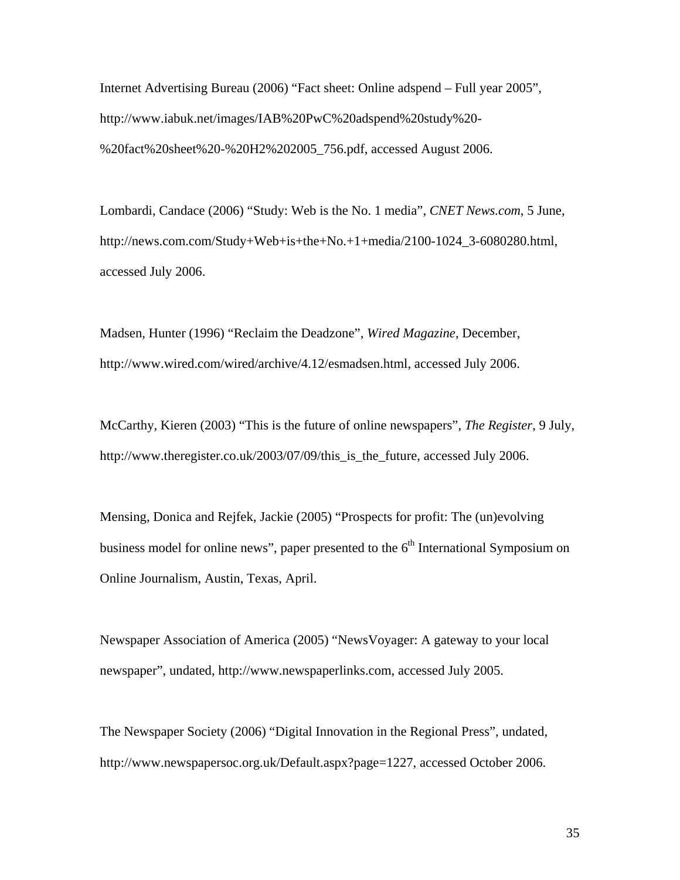Internet Advertising Bureau (2006) "Fact sheet: Online adspend – Full year 2005", http://www.iabuk.net/images/IAB%20PwC%20adspend%20study%20-%20fact%20sheet%20-%20H2%202005_756.pdf, accessed August 2006.

Lombardi, Candace (2006) "Study: Web is the No. 1 media", *CNET News.com*, 5 June, http://news.com.com/Study+Web+is+the+No.+1+media/2100-1024_3-6080280.html, accessed July 2006.

Madsen, Hunter (1996) "Reclaim the Deadzone", *Wired Magazine*, December, http://www.wired.com/wired/archive/4.12/esmadsen.html, accessed July 2006.

McCarthy, Kieren (2003) "This is the future of online newspapers", *The Register*, 9 July, http://www.theregister.co.uk/2003/07/09/this_is_the_future, accessed July 2006.

Mensing, Donica and Rejfek, Jackie (2005) "Prospects for profit: The (un)evolving business model for online news", paper presented to the 6th International Symposium on Online Journalism, Austin, Texas, April.

Newspaper Association of America (2005) "NewsVoyager: A gateway to your local newspaper", undated, http://www.newspaperlinks.com, accessed July 2005.

The Newspaper Society (2006) "Digital Innovation in the Regional Press", undated, http://www.newspapersoc.org.uk/Default.aspx?page=1227, accessed October 2006.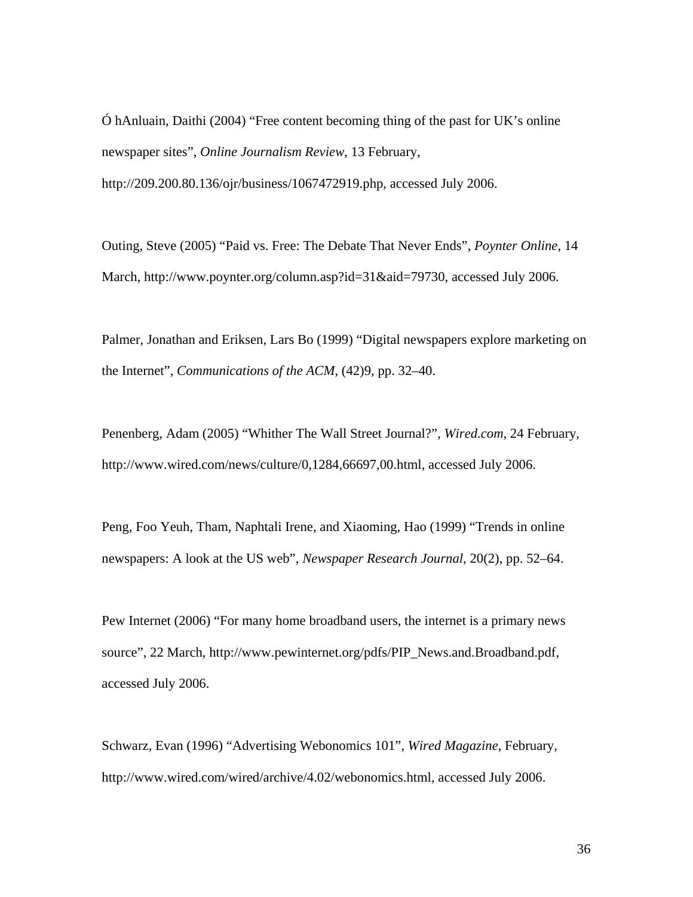Ó hAnluain, Daithi (2004) “Free content becoming thing of the past for UK’s online newspaper sites”, *Online Journalism Review*, 13 February, http://209.200.80.136/ojr/business/1067472919.php, accessed July 2006.

Outing, Steve (2005) “Paid vs. Free: The Debate That Never Ends”, *Poynter Online*, 14 March, http://www.poynter.org/column.asp?id=31&aid=79730, accessed July 2006.

Palmer, Jonathan and Eriksen, Lars Bo (1999) “Digital newspapers explore marketing on the Internet”, *Communications of the ACM*, (42)9, pp. 32–40.

Penenberg, Adam (2005) “Whither The Wall Street Journal?”, *Wired.com*, 24 February, http://www.wired.com/news/culture/0,1284,66697,00.html, accessed July 2006.

Peng, Foo Yeuh, Tham, Naphtali Irene, and Xiaoming, Hao (1999) “Trends in online newspapers: A look at the US web”, *Newspaper Research Journal*, 20(2), pp. 52–64.

Pew Internet (2006) “For many home broadband users, the internet is a primary news source”, 22 March, http://www.pewinternet.org/pdfs/PIP_News.and.Broadband.pdf, accessed July 2006.

Schwarz, Evan (1996) “Advertising Webonomics 101”, *Wired Magazine*, February, http://www.wired.com/wired/archive/4.02/webonomics.html, accessed July 2006.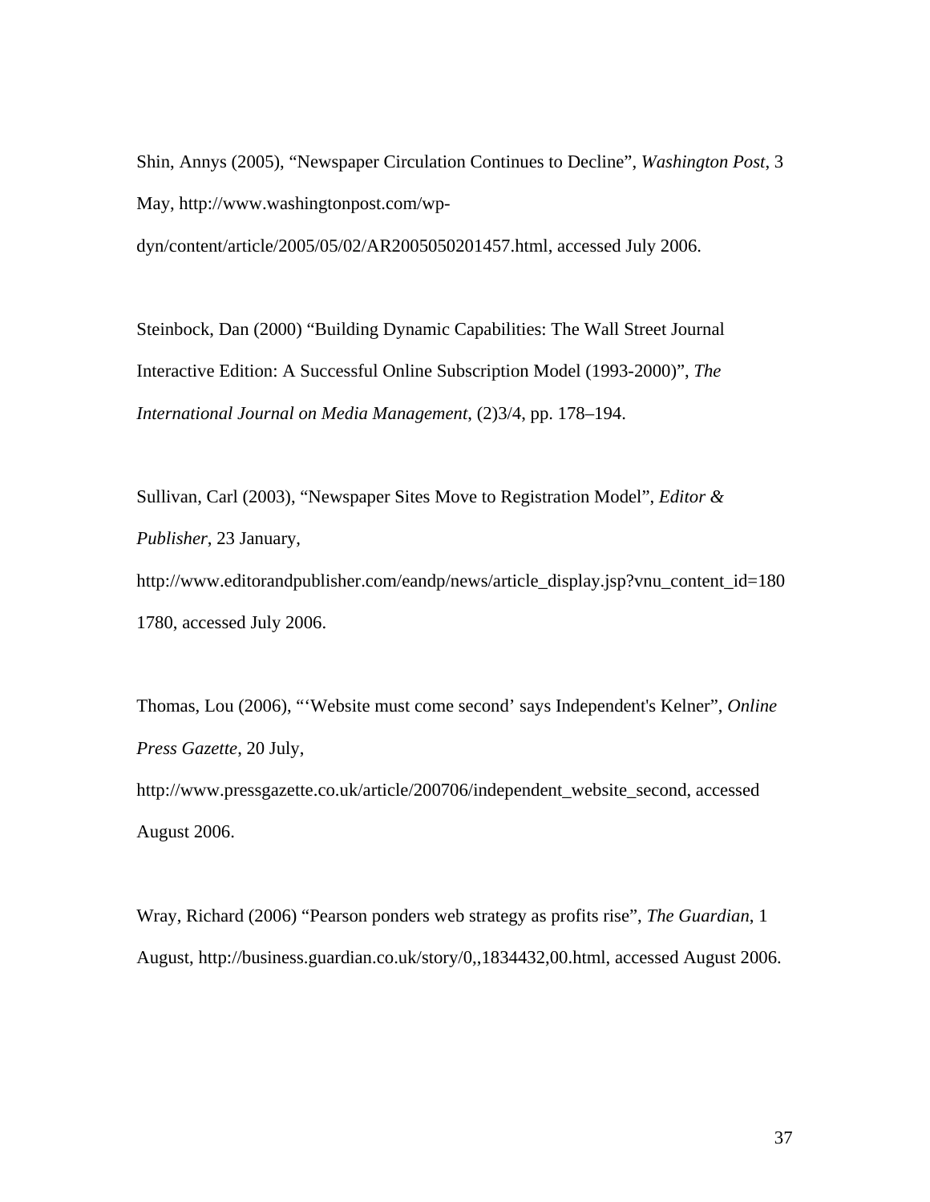Shin, Annys (2005), “Newspaper Circulation Continues to Decline”, *Washington Post*, 3 May, http://www.washingtonpost.com/wp-dyn/content/article/2005/05/02/AR2005050201457.html, accessed July 2006.

Steinbock, Dan (2000) “Building Dynamic Capabilities: The Wall Street Journal Interactive Edition: A Successful Online Subscription Model (1993-2000)”, *The International Journal on Media Management*, (2)3/4, pp. 178–194.

Sullivan, Carl (2003), “Newspaper Sites Move to Registration Model”, *Editor & Publisher*, 23 January, http://www.editorandpublisher.com/eandp/news/article_display.jsp?vnu_content_id=1801780, accessed July 2006.

Thomas, Lou (2006), “‘Website must come second’ says Independent's Kelner”, *Online Press Gazette*, 20 July, http://www.pressgazette.co.uk/article/200706/independent_website_second, accessed August 2006.

Wray, Richard (2006) “Pearson ponders web strategy as profits rise”, *The Guardian*, 1 August, http://business.guardian.co.uk/story/0,,1834432,00.html, accessed August 2006.